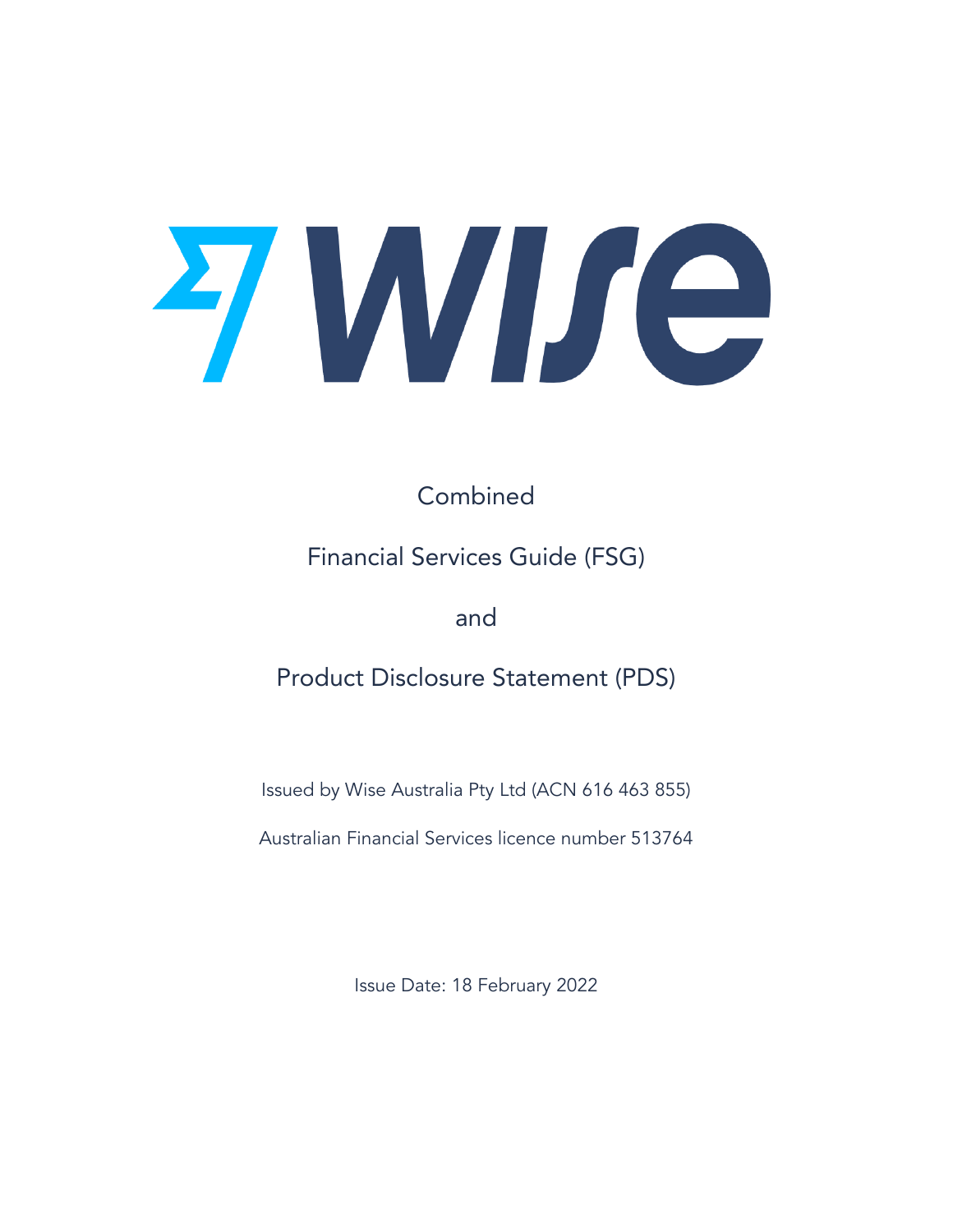# Wise

Combined

Financial Services Guide (FSG)

and

Product Disclosure Statement (PDS)

Issued by Wise Australia Pty Ltd (ACN 616 463 855)

Australian Financial Services licence number 513764

Issue Date: 18 February 2022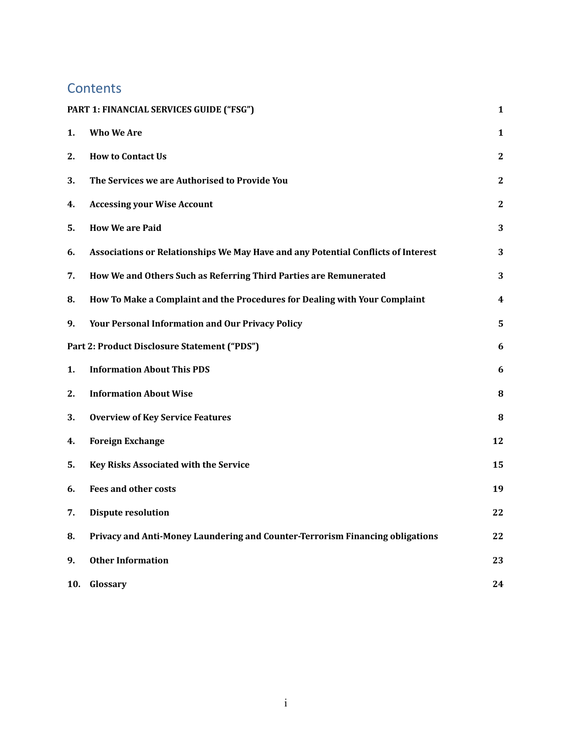# Contents

| | | |
|---|---|---|
| **PART 1: FINANCIAL SERVICES GUIDE ("FSG")** | | **1** |
| **1.** | **Who We Are** | **1** |
| **2.** | **How to Contact Us** | **2** |
| **3.** | **The Services we are Authorised to Provide You** | **2** |
| **4.** | **Accessing your Wise Account** | **2** |
| **5.** | **How We are Paid** | **3** |
| **6.** | **Associations or Relationships We May Have and any Potential Conflicts of Interest** | **3** |
| **7.** | **How We and Others Such as Referring Third Parties are Remunerated** | **3** |
| **8.** | **How To Make a Complaint and the Procedures for Dealing with Your Complaint** | **4** |
| **9.** | **Your Personal Information and Our Privacy Policy** | **5** |
| **Part 2: Product Disclosure Statement ("PDS")** | | **6** |
| **1.** | **Information About This PDS** | **6** |
| **2.** | **Information About Wise** | **8** |
| **3.** | **Overview of Key Service Features** | **8** |
| **4.** | **Foreign Exchange** | **12** |
| **5.** | **Key Risks Associated with the Service** | **15** |
| **6.** | **Fees and other costs** | **19** |
| **7.** | **Dispute resolution** | **22** |
| **8.** | **Privacy and Anti-Money Laundering and Counter-Terrorism Financing obligations** | **22** |
| **9.** | **Other Information** | **23** |
| **10.** | **Glossary** | **24** |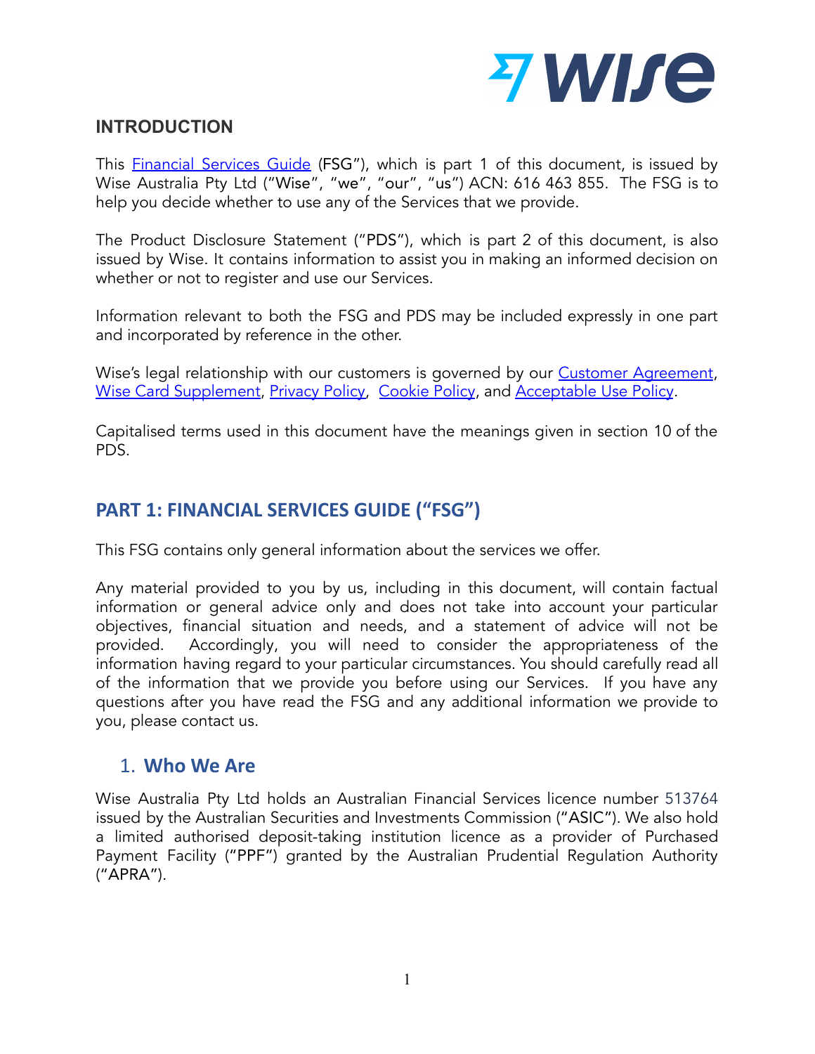## INTRODUCTION

This Financial Services Guide (FSG"), which is part 1 of this document, is issued by Wise Australia Pty Ltd ("Wise", "we", "our", "us") ACN: 616 463 855. The FSG is to help you decide whether to use any of the Services that we provide.

The Product Disclosure Statement ("PDS"), which is part 2 of this document, is also issued by Wise. It contains information to assist you in making an informed decision on whether or not to register and use our Services.

Information relevant to both the FSG and PDS may be included expressly in one part and incorporated by reference in the other.

Wise's legal relationship with our customers is governed by our Customer Agreement, Wise Card Supplement, Privacy Policy, Cookie Policy, and Acceptable Use Policy.

Capitalised terms used in this document have the meanings given in section 10 of the PDS.

## PART 1: FINANCIAL SERVICES GUIDE ("FSG")

This FSG contains only general information about the services we offer.

Any material provided to you by us, including in this document, will contain factual information or general advice only and does not take into account your particular objectives, financial situation and needs, and a statement of advice will not be provided. Accordingly, you will need to consider the appropriateness of the information having regard to your particular circumstances. You should carefully read all of the information that we provide you before using our Services. If you have any questions after you have read the FSG and any additional information we provide to you, please contact us.

### 1. Who We Are

Wise Australia Pty Ltd holds an Australian Financial Services licence number 513764 issued by the Australian Securities and Investments Commission ("ASIC"). We also hold a limited authorised deposit-taking institution licence as a provider of Purchased Payment Facility ("PPF") granted by the Australian Prudential Regulation Authority ("APRA").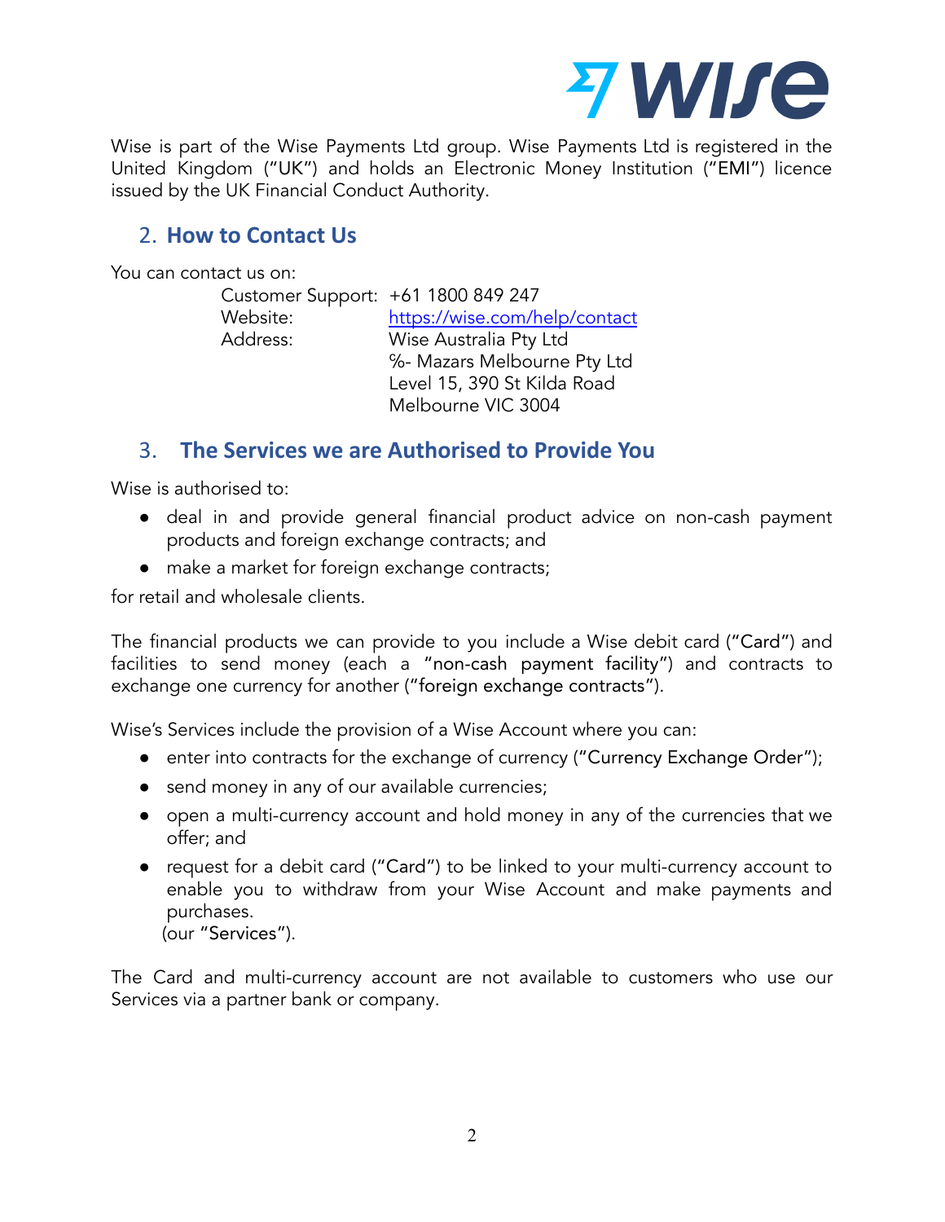Wise is part of the Wise Payments Ltd group. Wise Payments Ltd is registered in the United Kingdom ("UK") and holds an Electronic Money Institution ("EMI") licence issued by the UK Financial Conduct Authority.

## 2. How to Contact Us

You can contact us on:

| | |
|---|---|
| Customer Support: | +61 1800 849 247 |
| Website: | https://wise.com/help/contact |
| Address: | Wise Australia Pty Ltd<br>%- Mazars Melbourne Pty Ltd<br>Level 15, 390 St Kilda Road<br>Melbourne VIC 3004 |

## 3. The Services we are Authorised to Provide You

Wise is authorised to:

- deal in and provide general financial product advice on non-cash payment products and foreign exchange contracts; and
- make a market for foreign exchange contracts;

for retail and wholesale clients.

The financial products we can provide to you include a Wise debit card ("Card") and facilities to send money (each a "non-cash payment facility") and contracts to exchange one currency for another ("foreign exchange contracts").

Wise's Services include the provision of a Wise Account where you can:

- enter into contracts for the exchange of currency ("Currency Exchange Order");
- send money in any of our available currencies;
- open a multi-currency account and hold money in any of the currencies that we offer; and
- request for a debit card ("Card") to be linked to your multi-currency account to enable you to withdraw from your Wise Account and make payments and purchases.

(our "Services").

The Card and multi-currency account are not available to customers who use our Services via a partner bank or company.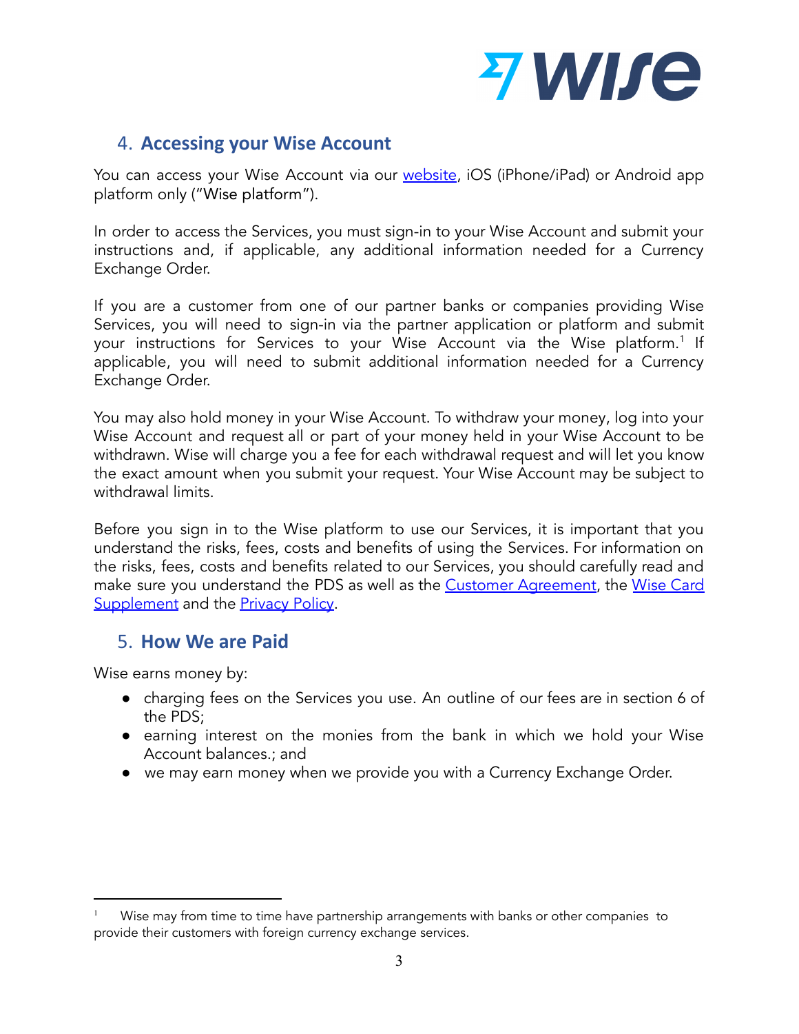## 4. Accessing your Wise Account

You can access your Wise Account via our website, iOS (iPhone/iPad) or Android app platform only ("Wise platform").

In order to access the Services, you must sign-in to your Wise Account and submit your instructions and, if applicable, any additional information needed for a Currency Exchange Order.

If you are a customer from one of our partner banks or companies providing Wise Services, you will need to sign-in via the partner application or platform and submit your instructions for Services to your Wise Account via the Wise platform.[1] If applicable, you will need to submit additional information needed for a Currency Exchange Order.

You may also hold money in your Wise Account. To withdraw your money, log into your Wise Account and request all or part of your money held in your Wise Account to be withdrawn. Wise will charge you a fee for each withdrawal request and will let you know the exact amount when you submit your request. Your Wise Account may be subject to withdrawal limits.

Before you sign in to the Wise platform to use our Services, it is important that you understand the risks, fees, costs and benefits of using the Services. For information on the risks, fees, costs and benefits related to our Services, you should carefully read and make sure you understand the PDS as well as the Customer Agreement, the Wise Card Supplement and the Privacy Policy.

## 5. How We are Paid

Wise earns money by:

- charging fees on the Services you use. An outline of our fees are in section 6 of the PDS;
- earning interest on the monies from the bank in which we hold your Wise Account balances.; and
- we may earn money when we provide you with a Currency Exchange Order.

[1] Wise may from time to time have partnership arrangements with banks or other companies to provide their customers with foreign currency exchange services.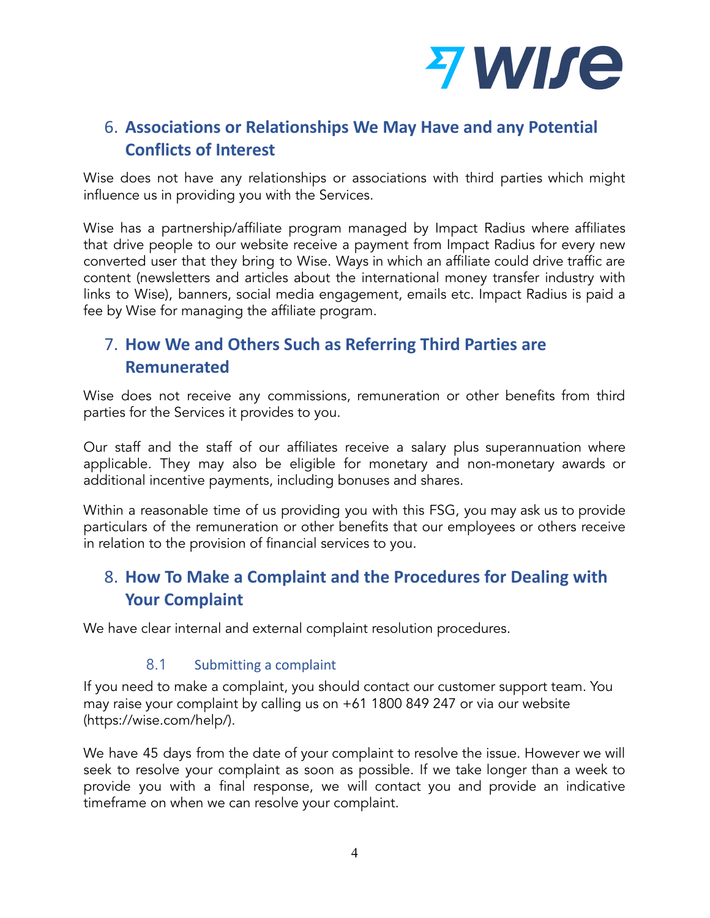## 6. Associations or Relationships We May Have and any Potential Conflicts of Interest

Wise does not have any relationships or associations with third parties which might influence us in providing you with the Services.

Wise has a partnership/affiliate program managed by Impact Radius where affiliates that drive people to our website receive a payment from Impact Radius for every new converted user that they bring to Wise. Ways in which an affiliate could drive traffic are content (newsletters and articles about the international money transfer industry with links to Wise), banners, social media engagement, emails etc. Impact Radius is paid a fee by Wise for managing the affiliate program.

## 7. How We and Others Such as Referring Third Parties are Remunerated

Wise does not receive any commissions, remuneration or other benefits from third parties for the Services it provides to you.

Our staff and the staff of our affiliates receive a salary plus superannuation where applicable. They may also be eligible for monetary and non-monetary awards or additional incentive payments, including bonuses and shares.

Within a reasonable time of us providing you with this FSG, you may ask us to provide particulars of the remuneration or other benefits that our employees or others receive in relation to the provision of financial services to you.

## 8. How To Make a Complaint and the Procedures for Dealing with Your Complaint

We have clear internal and external complaint resolution procedures.

### 8.1 Submitting a complaint

If you need to make a complaint, you should contact our customer support team. You may raise your complaint by calling us on +61 1800 849 247 or via our website (https://wise.com/help/).

We have 45 days from the date of your complaint to resolve the issue. However we will seek to resolve your complaint as soon as possible. If we take longer than a week to provide you with a final response, we will contact you and provide an indicative timeframe on when we can resolve your complaint.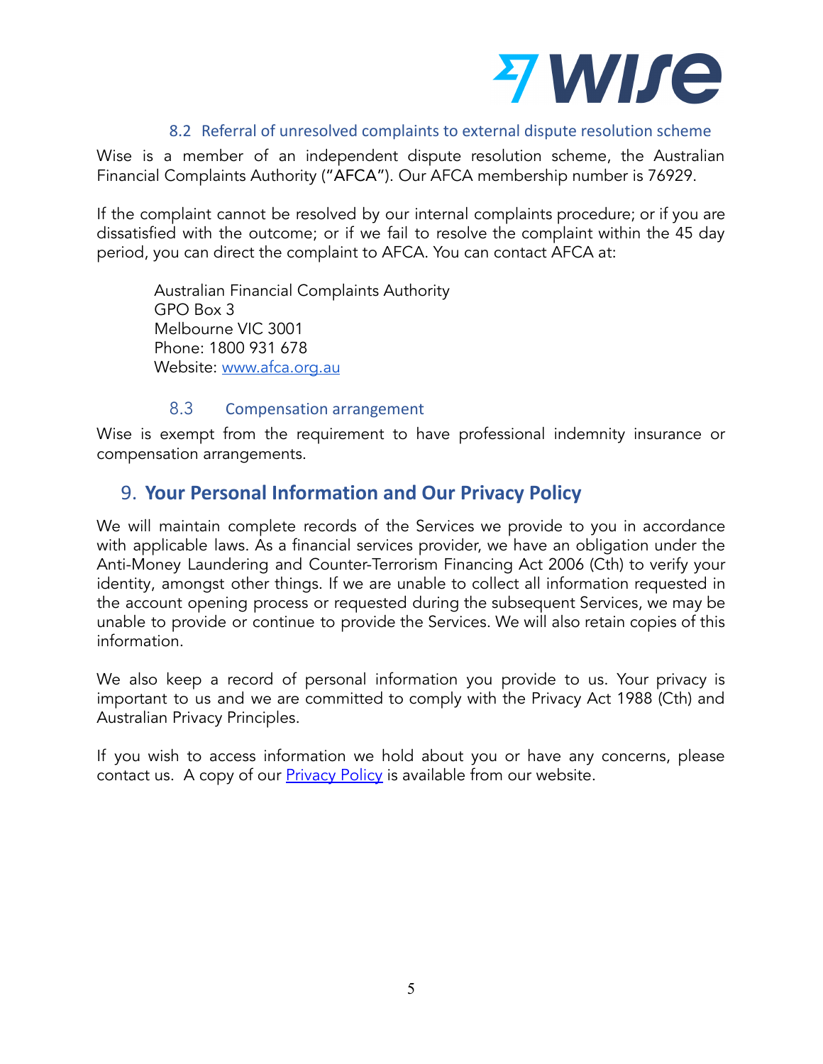### 8.2 Referral of unresolved complaints to external dispute resolution scheme

Wise is a member of an independent dispute resolution scheme, the Australian Financial Complaints Authority ("AFCA"). Our AFCA membership number is 76929.

If the complaint cannot be resolved by our internal complaints procedure; or if you are dissatisfied with the outcome; or if we fail to resolve the complaint within the 45 day period, you can direct the complaint to AFCA. You can contact AFCA at:

Australian Financial Complaints Authority
GPO Box 3
Melbourne VIC 3001
Phone: 1800 931 678
Website: [www.afca.org.au](http://www.afca.org.au)

### 8.3 Compensation arrangement

Wise is exempt from the requirement to have professional indemnity insurance or compensation arrangements.

## 9. Your Personal Information and Our Privacy Policy

We will maintain complete records of the Services we provide to you in accordance with applicable laws. As a financial services provider, we have an obligation under the Anti-Money Laundering and Counter-Terrorism Financing Act 2006 (Cth) to verify your identity, amongst other things. If we are unable to collect all information requested in the account opening process or requested during the subsequent Services, we may be unable to provide or continue to provide the Services. We will also retain copies of this information.

We also keep a record of personal information you provide to us. Your privacy is important to us and we are committed to comply with the Privacy Act 1988 (Cth) and Australian Privacy Principles.

If you wish to access information we hold about you or have any concerns, please contact us. A copy of our Privacy Policy is available from our website.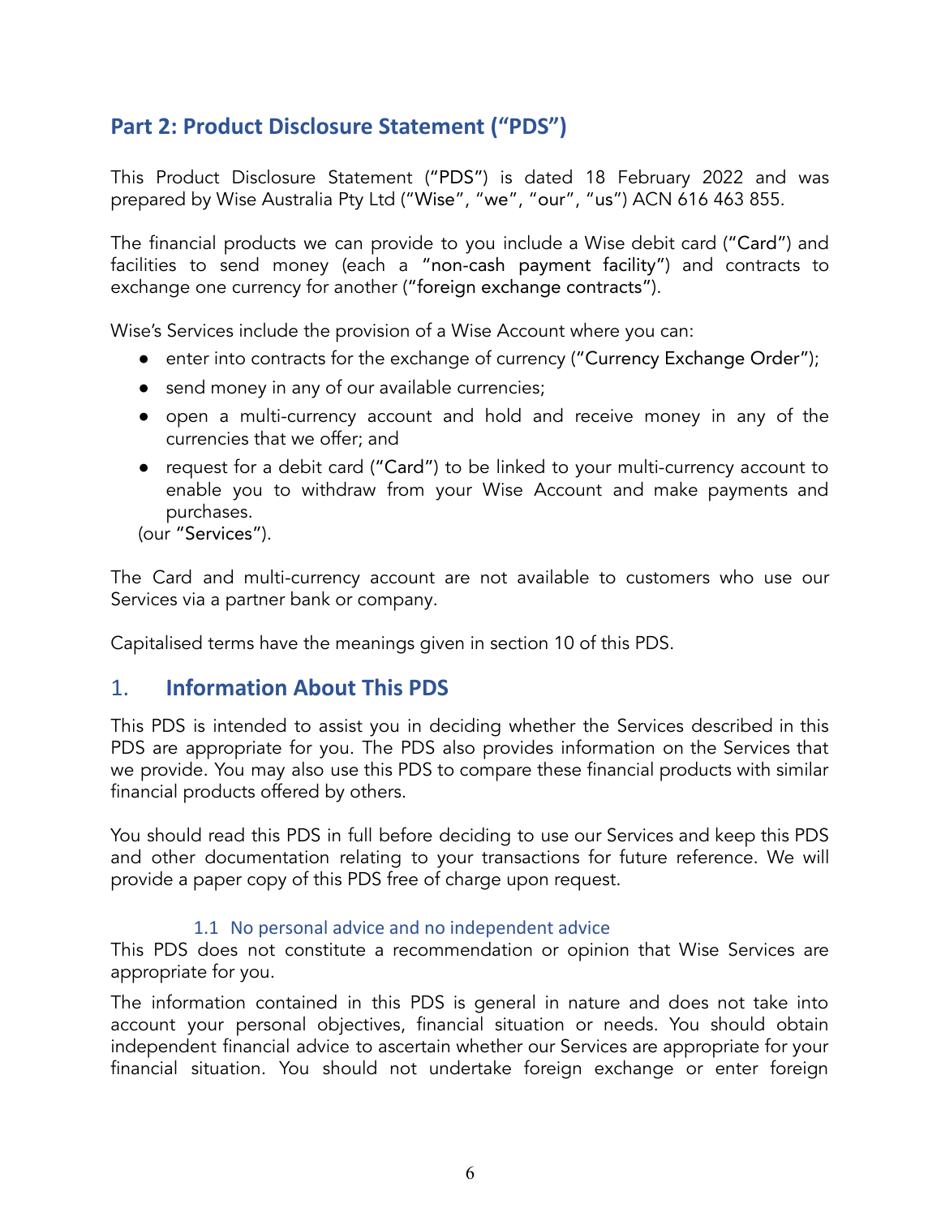## Part 2: Product Disclosure Statement ("PDS")

This Product Disclosure Statement ("PDS") is dated 18 February 2022 and was prepared by Wise Australia Pty Ltd ("Wise", "we", "our", "us") ACN 616 463 855.

The financial products we can provide to you include a Wise debit card ("Card") and facilities to send money (each a "non-cash payment facility") and contracts to exchange one currency for another ("foreign exchange contracts").

Wise's Services include the provision of a Wise Account where you can:

- enter into contracts for the exchange of currency ("Currency Exchange Order");
- send money in any of our available currencies;
- open a multi-currency account and hold and receive money in any of the currencies that we offer; and
- request for a debit card ("Card") to be linked to your multi-currency account to enable you to withdraw from your Wise Account and make payments and purchases.

(our "Services").

The Card and multi-currency account are not available to customers who use our Services via a partner bank or company.

Capitalised terms have the meanings given in section 10 of this PDS.

## 1. Information About This PDS

This PDS is intended to assist you in deciding whether the Services described in this PDS are appropriate for you. The PDS also provides information on the Services that we provide. You may also use this PDS to compare these financial products with similar financial products offered by others.

You should read this PDS in full before deciding to use our Services and keep this PDS and other documentation relating to your transactions for future reference. We will provide a paper copy of this PDS free of charge upon request.

### 1.1 No personal advice and no independent advice

This PDS does not constitute a recommendation or opinion that Wise Services are appropriate for you.

The information contained in this PDS is general in nature and does not take into account your personal objectives, financial situation or needs. You should obtain independent financial advice to ascertain whether our Services are appropriate for your financial situation. You should not undertake foreign exchange or enter foreign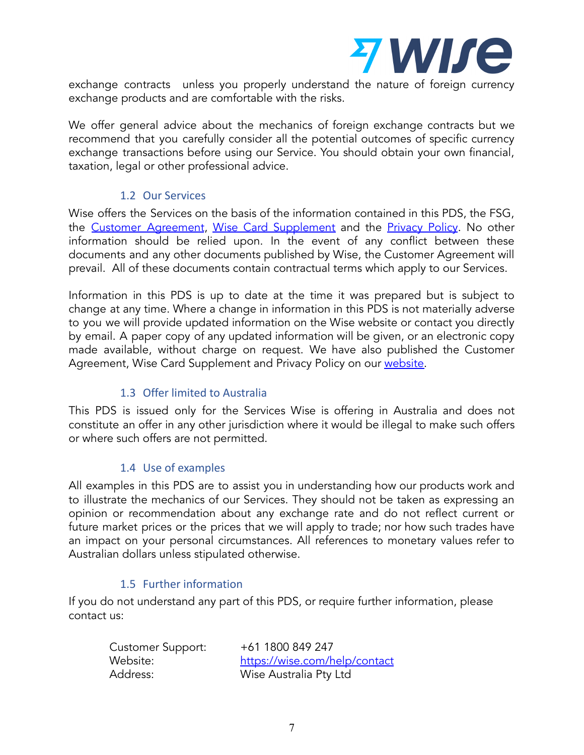exchange contracts unless you properly understand the nature of foreign currency exchange products and are comfortable with the risks.

We offer general advice about the mechanics of foreign exchange contracts but we recommend that you carefully consider all the potential outcomes of specific currency exchange transactions before using our Service. You should obtain your own financial, taxation, legal or other professional advice.

### 1.2 Our Services

Wise offers the Services on the basis of the information contained in this PDS, the FSG, the Customer Agreement, Wise Card Supplement and the Privacy Policy. No other information should be relied upon. In the event of any conflict between these documents and any other documents published by Wise, the Customer Agreement will prevail. All of these documents contain contractual terms which apply to our Services.

Information in this PDS is up to date at the time it was prepared but is subject to change at any time. Where a change in information in this PDS is not materially adverse to you we will provide updated information on the Wise website or contact you directly by email. A paper copy of any updated information will be given, or an electronic copy made available, without charge on request. We have also published the Customer Agreement, Wise Card Supplement and Privacy Policy on our website.

### 1.3 Offer limited to Australia

This PDS is issued only for the Services Wise is offering in Australia and does not constitute an offer in any other jurisdiction where it would be illegal to make such offers or where such offers are not permitted.

### 1.4 Use of examples

All examples in this PDS are to assist you in understanding how our products work and to illustrate the mechanics of our Services. They should not be taken as expressing an opinion or recommendation about any exchange rate and do not reflect current or future market prices or the prices that we will apply to trade; nor how such trades have an impact on your personal circumstances. All references to monetary values refer to Australian dollars unless stipulated otherwise.

### 1.5 Further information

If you do not understand any part of this PDS, or require further information, please contact us:

| | |
|---|---|
| Customer Support: | +61 1800 849 247 |
| Website: | https://wise.com/help/contact |
| Address: | Wise Australia Pty Ltd |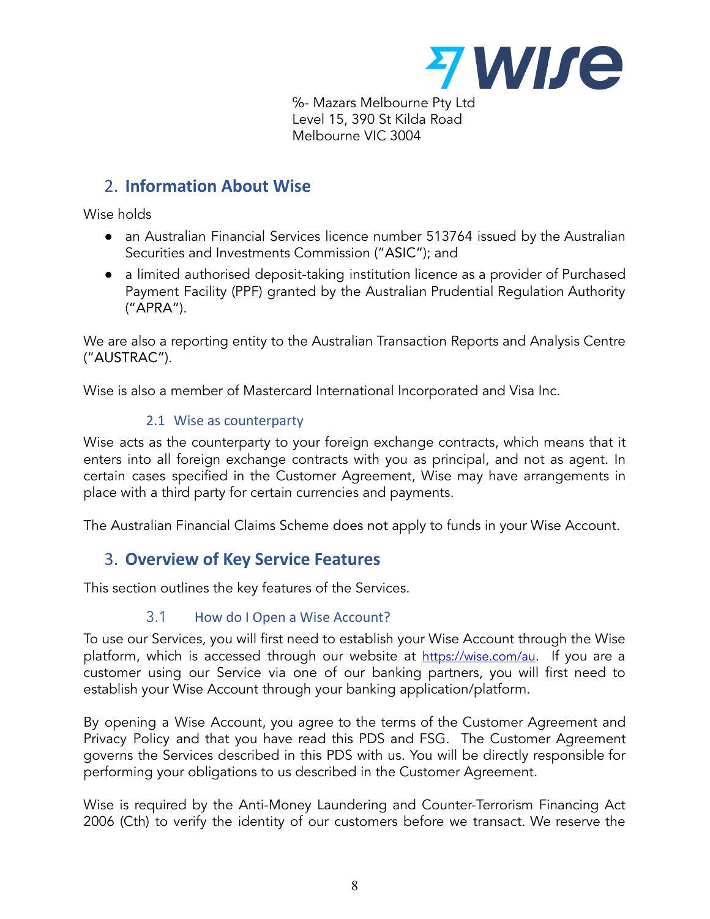%- Mazars Melbourne Pty Ltd
Level 15, 390 St Kilda Road
Melbourne VIC 3004

## 2. Information About Wise

Wise holds

- an Australian Financial Services licence number 513764 issued by the Australian Securities and Investments Commission ("ASIC"); and
- a limited authorised deposit-taking institution licence as a provider of Purchased Payment Facility (PPF) granted by the Australian Prudential Regulation Authority ("APRA").

We are also a reporting entity to the Australian Transaction Reports and Analysis Centre ("AUSTRAC").

Wise is also a member of Mastercard International Incorporated and Visa Inc.

### 2.1 Wise as counterparty

Wise acts as the counterparty to your foreign exchange contracts, which means that it enters into all foreign exchange contracts with you as principal, and not as agent. In certain cases specified in the Customer Agreement, Wise may have arrangements in place with a third party for certain currencies and payments.

The Australian Financial Claims Scheme does not apply to funds in your Wise Account.

## 3. Overview of Key Service Features

This section outlines the key features of the Services.

### 3.1 How do I Open a Wise Account?

To use our Services, you will first need to establish your Wise Account through the Wise platform, which is accessed through our website at https://wise.com/au. If you are a customer using our Service via one of our banking partners, you will first need to establish your Wise Account through your banking application/platform.

By opening a Wise Account, you agree to the terms of the Customer Agreement and Privacy Policy and that you have read this PDS and FSG. The Customer Agreement governs the Services described in this PDS with us. You will be directly responsible for performing your obligations to us described in the Customer Agreement.

Wise is required by the Anti-Money Laundering and Counter-Terrorism Financing Act 2006 (Cth) to verify the identity of our customers before we transact. We reserve the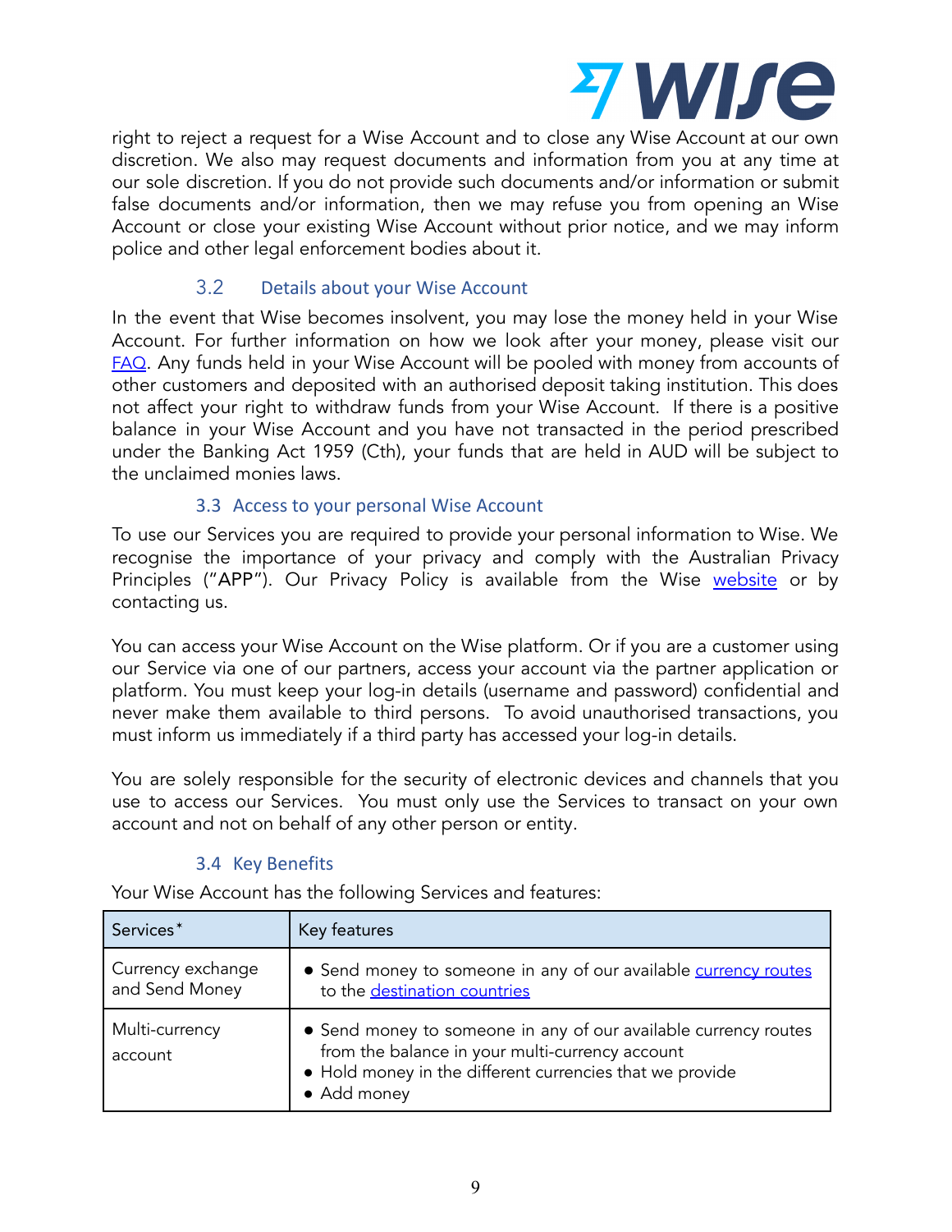right to reject a request for a Wise Account and to close any Wise Account at our own discretion. We also may request documents and information from you at any time at our sole discretion. If you do not provide such documents and/or information or submit false documents and/or information, then we may refuse you from opening an Wise Account or close your existing Wise Account without prior notice, and we may inform police and other legal enforcement bodies about it.

### 3.2 Details about your Wise Account

In the event that Wise becomes insolvent, you may lose the money held in your Wise Account. For further information on how we look after your money, please visit our FAQ. Any funds held in your Wise Account will be pooled with money from accounts of other customers and deposited with an authorised deposit taking institution. This does not affect your right to withdraw funds from your Wise Account. If there is a positive balance in your Wise Account and you have not transacted in the period prescribed under the Banking Act 1959 (Cth), your funds that are held in AUD will be subject to the unclaimed monies laws.

### 3.3 Access to your personal Wise Account

To use our Services you are required to provide your personal information to Wise. We recognise the importance of your privacy and comply with the Australian Privacy Principles ("APP"). Our Privacy Policy is available from the Wise website or by contacting us.

You can access your Wise Account on the Wise platform. Or if you are a customer using our Service via one of our partners, access your account via the partner application or platform. You must keep your log-in details (username and password) confidential and never make them available to third persons. To avoid unauthorised transactions, you must inform us immediately if a third party has accessed your log-in details.

You are solely responsible for the security of electronic devices and channels that you use to access our Services. You must only use the Services to transact on your own account and not on behalf of any other person or entity.

### 3.4 Key Benefits

Your Wise Account has the following Services and features:

| Services* | Key features |
|---|---|
| Currency exchange and Send Money | • Send money to someone in any of our available currency routes to the destination countries |
| Multi-currency account | • Send money to someone in any of our available currency routes from the balance in your multi-currency account<br>• Hold money in the different currencies that we provide<br>• Add money |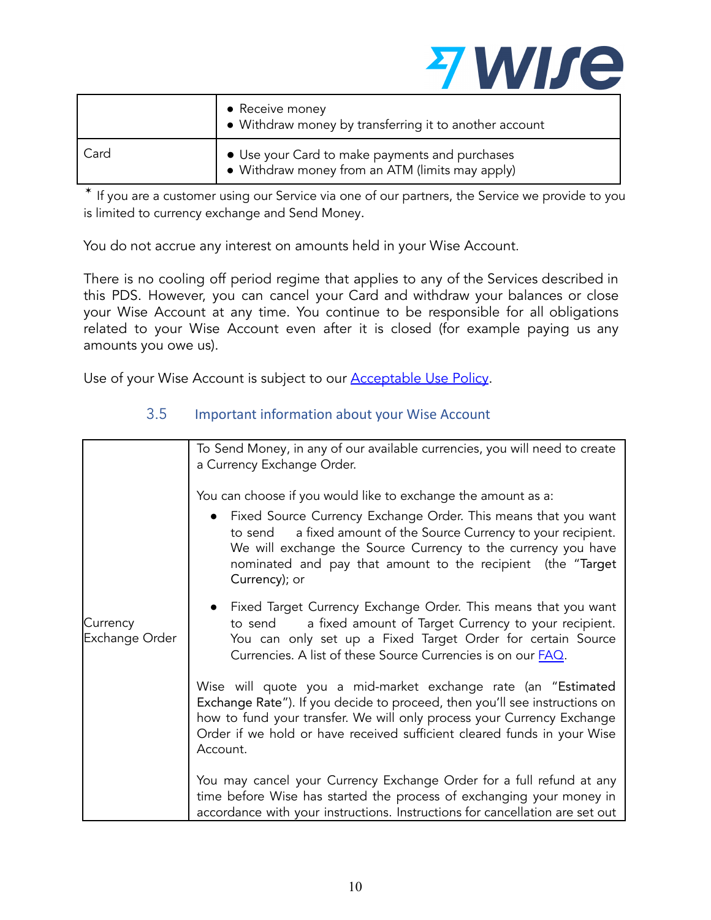| | |
|---|---|
| | • Receive money<br>• Withdraw money by transferring it to another account |
| Card | • Use your Card to make payments and purchases<br>• Withdraw money from an ATM (limits may apply) |

* If you are a customer using our Service via one of our partners, the Service we provide to you is limited to currency exchange and Send Money.

You do not accrue any interest on amounts held in your Wise Account.

There is no cooling off period regime that applies to any of the Services described in this PDS. However, you can cancel your Card and withdraw your balances or close your Wise Account at any time. You continue to be responsible for all obligations related to your Wise Account even after it is closed (for example paying us any amounts you owe us).

Use of your Wise Account is subject to our Acceptable Use Policy.

### 3.5 Important information about your Wise Account

| | |
|---|---|
| Currency Exchange Order | To Send Money, in any of our available currencies, you will need to create a Currency Exchange Order.<br><br>You can choose if you would like to exchange the amount as a:<br>• Fixed Source Currency Exchange Order. This means that you want to send a fixed amount of the Source Currency to your recipient. We will exchange the Source Currency to the currency you have nominated and pay that amount to the recipient (the "Target Currency); or<br>• Fixed Target Currency Exchange Order. This means that you want to send a fixed amount of Target Currency to your recipient. You can only set up a Fixed Target Order for certain Source Currencies. A list of these Source Currencies is on our FAQ.<br><br>Wise will quote you a mid-market exchange rate (an "Estimated Exchange Rate"). If you decide to proceed, then you'll see instructions on how to fund your transfer. We will only process your Currency Exchange Order if we hold or have received sufficient cleared funds in your Wise Account.<br><br>You may cancel your Currency Exchange Order for a full refund at any time before Wise has started the process of exchanging your money in accordance with your instructions. Instructions for cancellation are set out |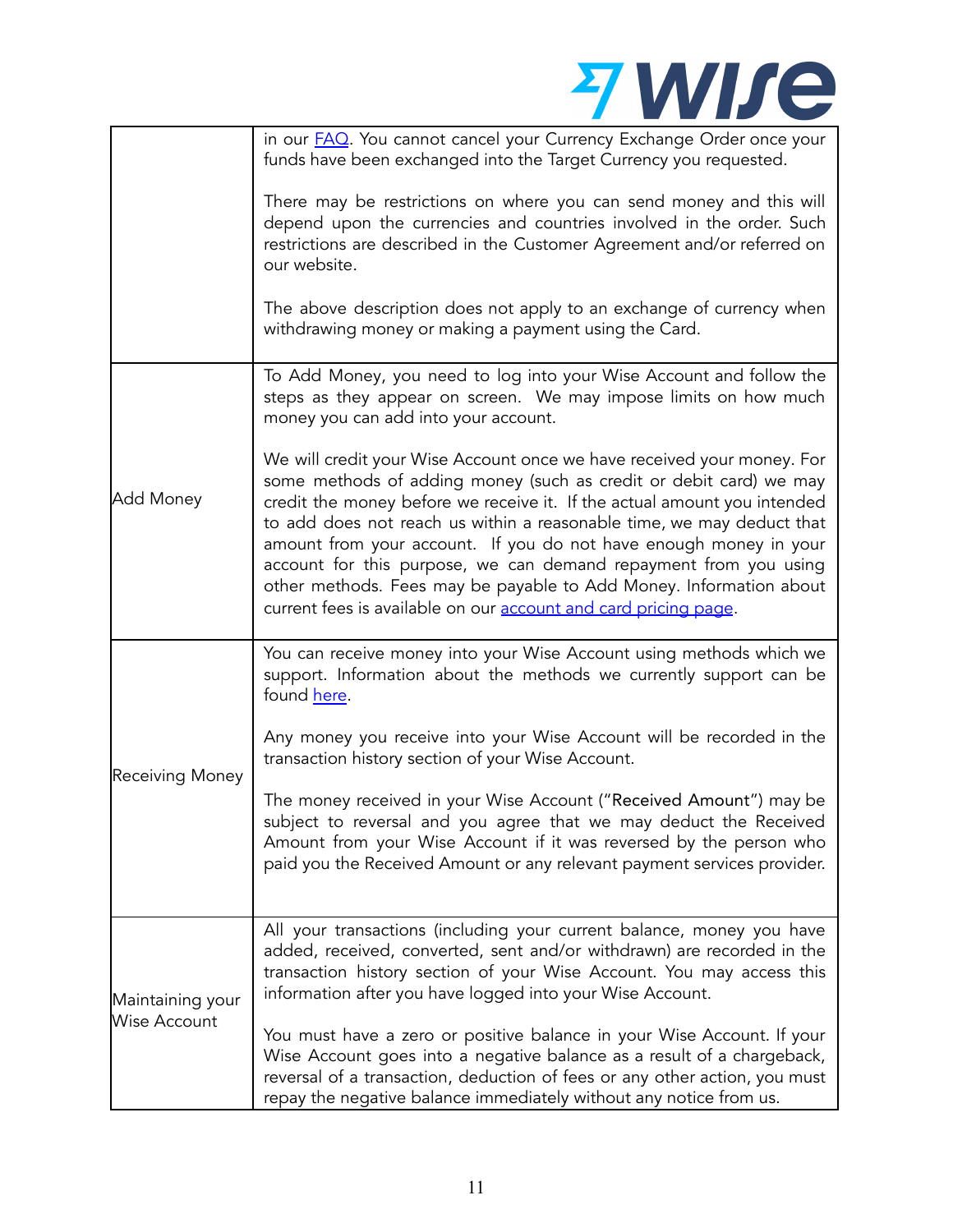| | |
|---|---|
| | in our [FAQ](). You cannot cancel your Currency Exchange Order once your funds have been exchanged into the Target Currency you requested.<br><br>There may be restrictions on where you can send money and this will depend upon the currencies and countries involved in the order. Such restrictions are described in the Customer Agreement and/or referred on our website.<br><br>The above description does not apply to an exchange of currency when withdrawing money or making a payment using the Card. |
| Add Money | To Add Money, you need to log into your Wise Account and follow the steps as they appear on screen. We may impose limits on how much money you can add into your account.<br><br>We will credit your Wise Account once we have received your money. For some methods of adding money (such as credit or debit card) we may credit the money before we receive it. If the actual amount you intended to add does not reach us within a reasonable time, we may deduct that amount from your account. If you do not have enough money in your account for this purpose, we can demand repayment from you using other methods. Fees may be payable to Add Money. Information about current fees is available on our [account and card pricing page](). |
| Receiving Money | You can receive money into your Wise Account using methods which we support. Information about the methods we currently support can be found [here]().<br><br>Any money you receive into your Wise Account will be recorded in the transaction history section of your Wise Account.<br><br>The money received in your Wise Account ("**Received Amount**") may be subject to reversal and you agree that we may deduct the Received Amount from your Wise Account if it was reversed by the person who paid you the Received Amount or any relevant payment services provider. |
| Maintaining your Wise Account | All your transactions (including your current balance, money you have added, received, converted, sent and/or withdrawn) are recorded in the transaction history section of your Wise Account. You may access this information after you have logged into your Wise Account.<br><br>You must have a zero or positive balance in your Wise Account. If your Wise Account goes into a negative balance as a result of a chargeback, reversal of a transaction, deduction of fees or any other action, you must repay the negative balance immediately without any notice from us. |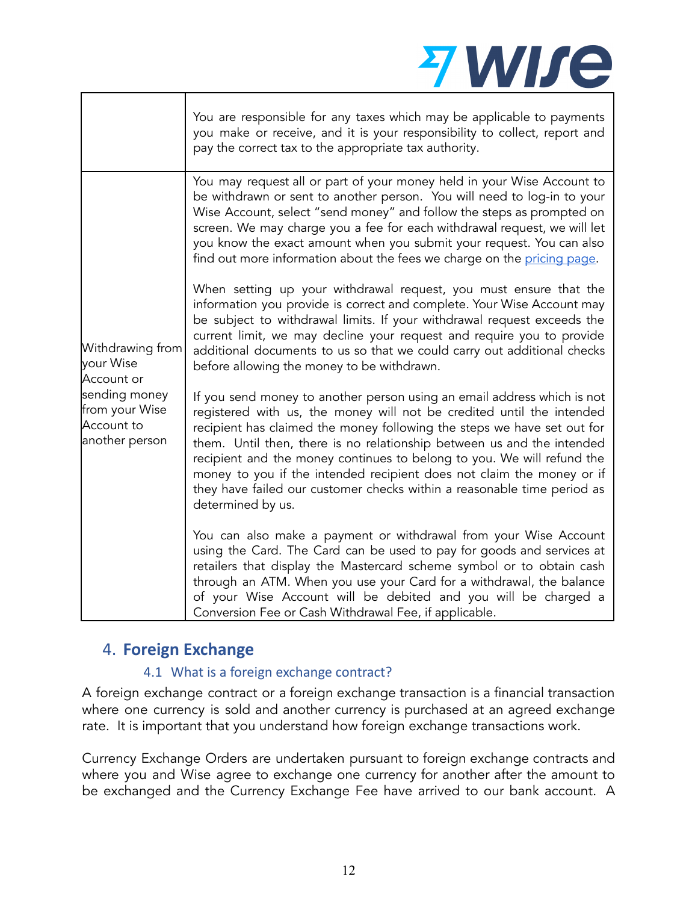| | |
|---|---|
| | You are responsible for any taxes which may be applicable to payments you make or receive, and it is your responsibility to collect, report and pay the correct tax to the appropriate tax authority. |
| Withdrawing from your Wise Account or sending money from your Wise Account to another person | You may request all or part of your money held in your Wise Account to be withdrawn or sent to another person. You will need to log-in to your Wise Account, select "send money" and follow the steps as prompted on screen. We may charge you a fee for each withdrawal request, we will let you know the exact amount when you submit your request. You can also find out more information about the fees we charge on the [pricing page](). <br><br> When setting up your withdrawal request, you must ensure that the information you provide is correct and complete. Your Wise Account may be subject to withdrawal limits. If your withdrawal request exceeds the current limit, we may decline your request and require you to provide additional documents to us so that we could carry out additional checks before allowing the money to be withdrawn. <br><br> If you send money to another person using an email address which is not registered with us, the money will not be credited until the intended recipient has claimed the money following the steps we have set out for them. Until then, there is no relationship between us and the intended recipient and the money continues to belong to you. We will refund the money to you if the intended recipient does not claim the money or if they have failed our customer checks within a reasonable time period as determined by us. <br><br> You can also make a payment or withdrawal from your Wise Account using the Card. The Card can be used to pay for goods and services at retailers that display the Mastercard scheme symbol or to obtain cash through an ATM. When you use your Card for a withdrawal, the balance of your Wise Account will be debited and you will be charged a Conversion Fee or Cash Withdrawal Fee, if applicable. |

## 4. Foreign Exchange

### 4.1 What is a foreign exchange contract?

A foreign exchange contract or a foreign exchange transaction is a financial transaction where one currency is sold and another currency is purchased at an agreed exchange rate. It is important that you understand how foreign exchange transactions work.

Currency Exchange Orders are undertaken pursuant to foreign exchange contracts and where you and Wise agree to exchange one currency for another after the amount to be exchanged and the Currency Exchange Fee have arrived to our bank account. A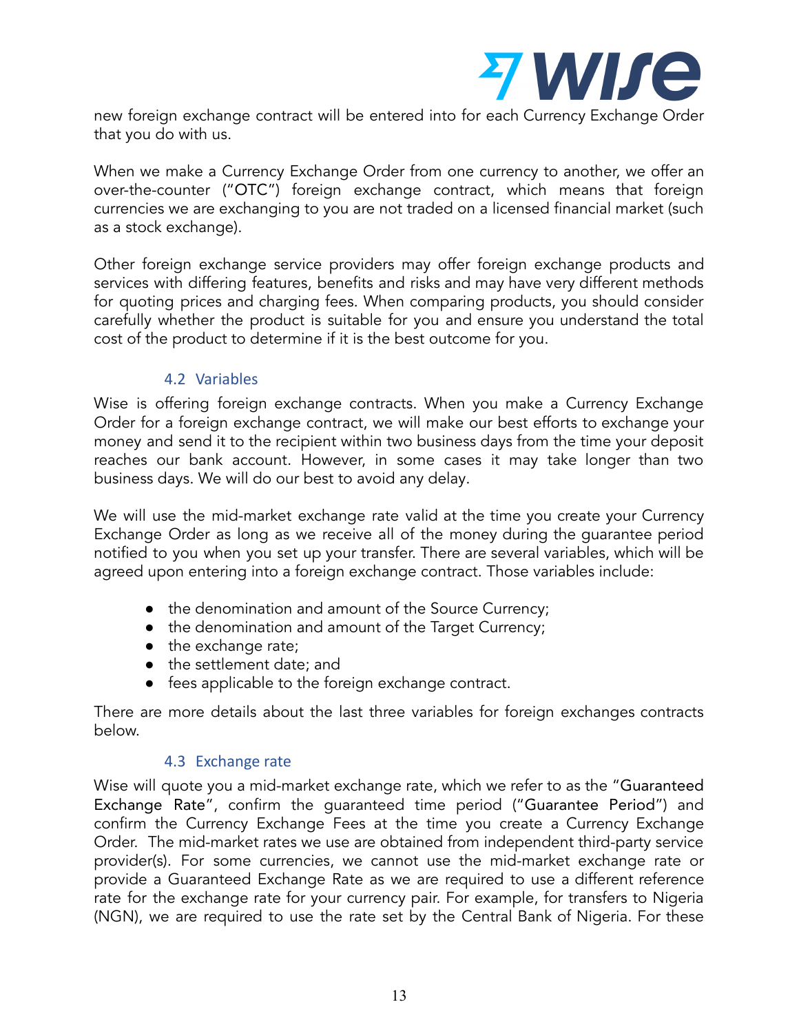new foreign exchange contract will be entered into for each Currency Exchange Order that you do with us.

When we make a Currency Exchange Order from one currency to another, we offer an over-the-counter ("OTC") foreign exchange contract, which means that foreign currencies we are exchanging to you are not traded on a licensed financial market (such as a stock exchange).

Other foreign exchange service providers may offer foreign exchange products and services with differing features, benefits and risks and may have very different methods for quoting prices and charging fees. When comparing products, you should consider carefully whether the product is suitable for you and ensure you understand the total cost of the product to determine if it is the best outcome for you.

### 4.2 Variables

Wise is offering foreign exchange contracts. When you make a Currency Exchange Order for a foreign exchange contract, we will make our best efforts to exchange your money and send it to the recipient within two business days from the time your deposit reaches our bank account. However, in some cases it may take longer than two business days. We will do our best to avoid any delay.

We will use the mid-market exchange rate valid at the time you create your Currency Exchange Order as long as we receive all of the money during the guarantee period notified to you when you set up your transfer. There are several variables, which will be agreed upon entering into a foreign exchange contract. Those variables include:

- the denomination and amount of the Source Currency;
- the denomination and amount of the Target Currency;
- the exchange rate;
- the settlement date; and
- fees applicable to the foreign exchange contract.

There are more details about the last three variables for foreign exchanges contracts below.

### 4.3 Exchange rate

Wise will quote you a mid-market exchange rate, which we refer to as the "Guaranteed Exchange Rate", confirm the guaranteed time period ("Guarantee Period") and confirm the Currency Exchange Fees at the time you create a Currency Exchange Order. The mid-market rates we use are obtained from independent third-party service provider(s). For some currencies, we cannot use the mid-market exchange rate or provide a Guaranteed Exchange Rate as we are required to use a different reference rate for the exchange rate for your currency pair. For example, for transfers to Nigeria (NGN), we are required to use the rate set by the Central Bank of Nigeria. For these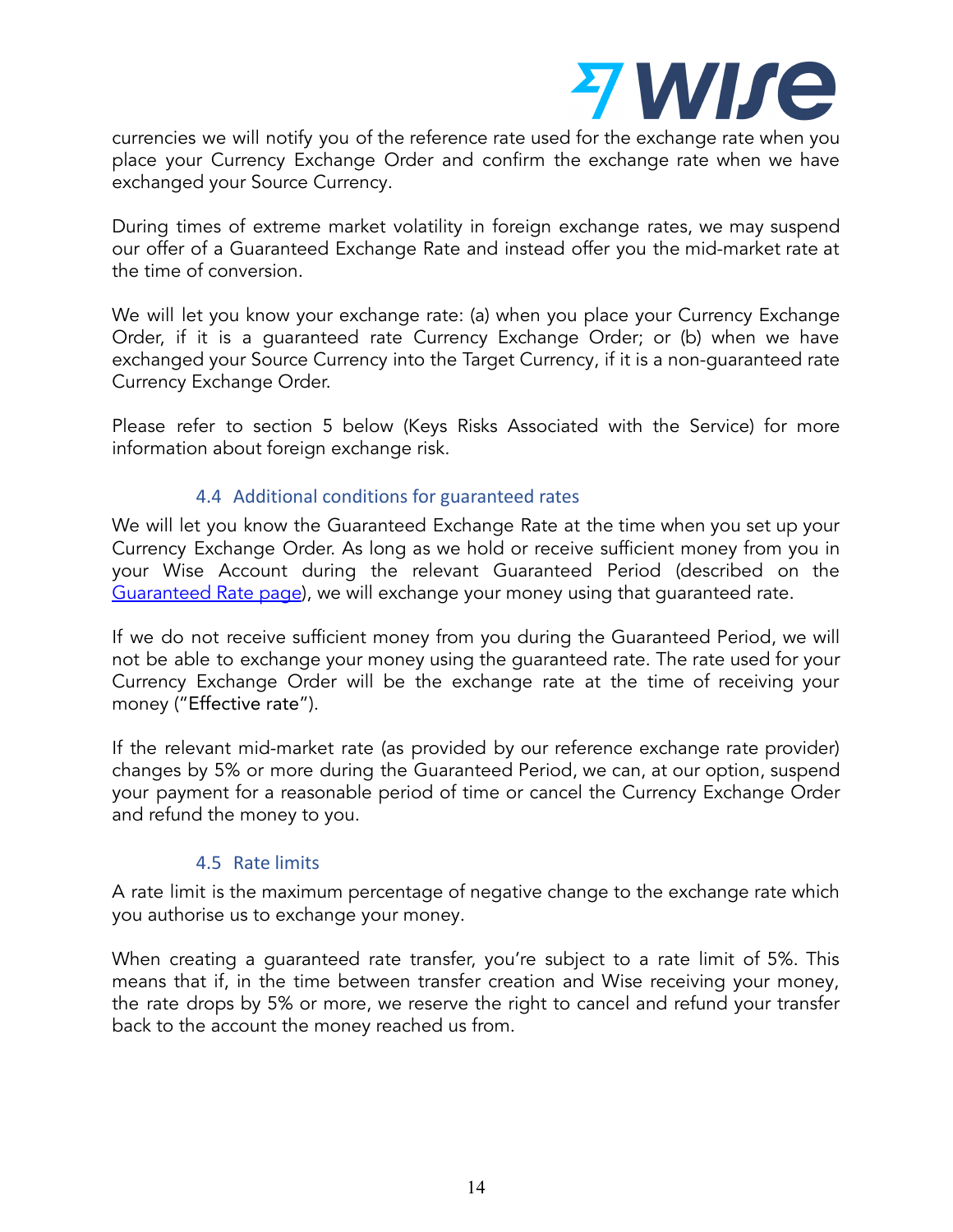currencies we will notify you of the reference rate used for the exchange rate when you place your Currency Exchange Order and confirm the exchange rate when we have exchanged your Source Currency.

During times of extreme market volatility in foreign exchange rates, we may suspend our offer of a Guaranteed Exchange Rate and instead offer you the mid-market rate at the time of conversion.

We will let you know your exchange rate: (a) when you place your Currency Exchange Order, if it is a guaranteed rate Currency Exchange Order; or (b) when we have exchanged your Source Currency into the Target Currency, if it is a non-guaranteed rate Currency Exchange Order.

Please refer to section 5 below (Keys Risks Associated with the Service) for more information about foreign exchange risk.

### 4.4 Additional conditions for guaranteed rates

We will let you know the Guaranteed Exchange Rate at the time when you set up your Currency Exchange Order. As long as we hold or receive sufficient money from you in your Wise Account during the relevant Guaranteed Period (described on the [Guaranteed Rate page](Guaranteed Rate page)), we will exchange your money using that guaranteed rate.

If we do not receive sufficient money from you during the Guaranteed Period, we will not be able to exchange your money using the guaranteed rate. The rate used for your Currency Exchange Order will be the exchange rate at the time of receiving your money ("Effective rate").

If the relevant mid-market rate (as provided by our reference exchange rate provider) changes by 5% or more during the Guaranteed Period, we can, at our option, suspend your payment for a reasonable period of time or cancel the Currency Exchange Order and refund the money to you.

### 4.5 Rate limits

A rate limit is the maximum percentage of negative change to the exchange rate which you authorise us to exchange your money.

When creating a guaranteed rate transfer, you're subject to a rate limit of 5%. This means that if, in the time between transfer creation and Wise receiving your money, the rate drops by 5% or more, we reserve the right to cancel and refund your transfer back to the account the money reached us from.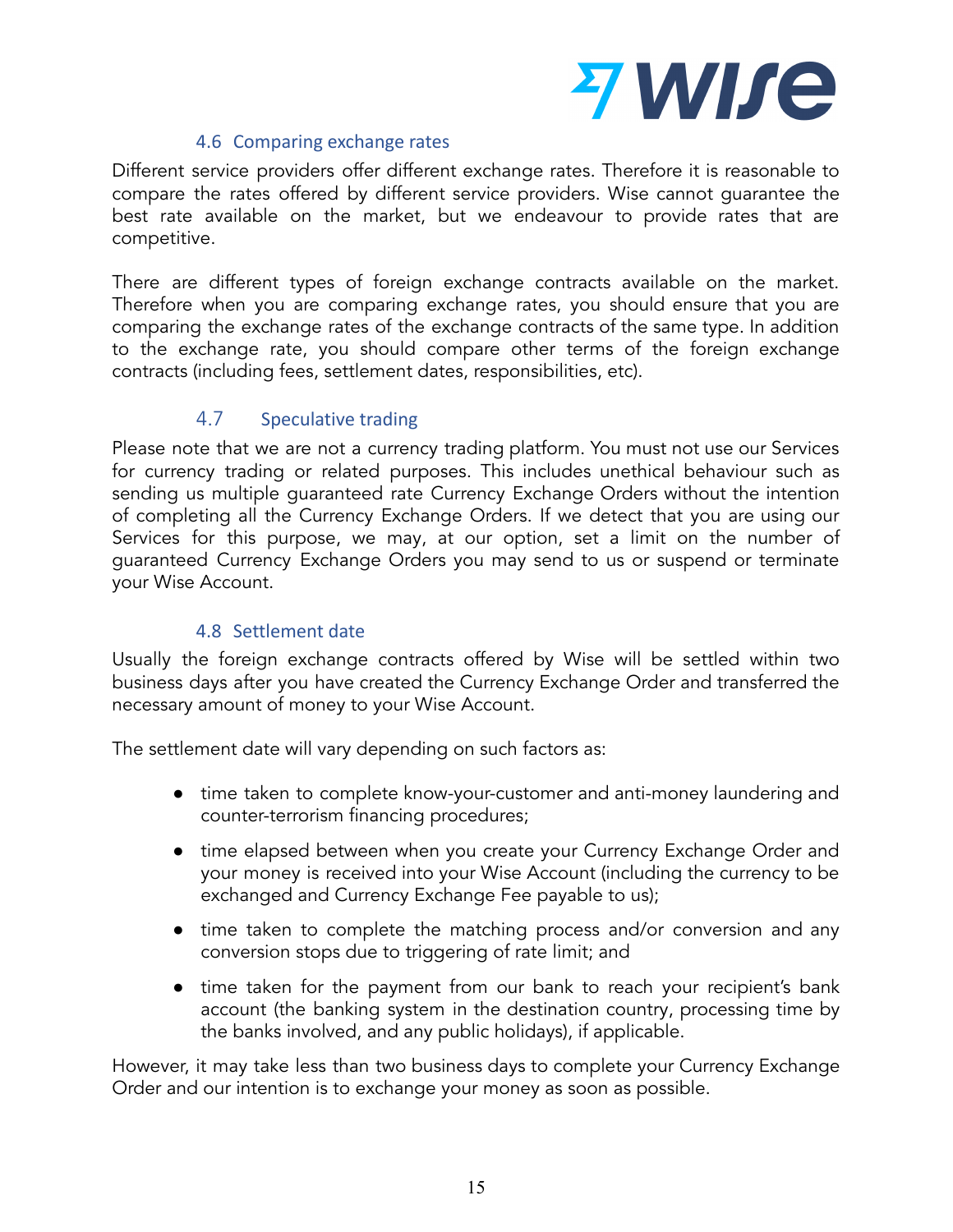### 4.6 Comparing exchange rates

Different service providers offer different exchange rates. Therefore it is reasonable to compare the rates offered by different service providers. Wise cannot guarantee the best rate available on the market, but we endeavour to provide rates that are competitive.

There are different types of foreign exchange contracts available on the market. Therefore when you are comparing exchange rates, you should ensure that you are comparing the exchange rates of the exchange contracts of the same type. In addition to the exchange rate, you should compare other terms of the foreign exchange contracts (including fees, settlement dates, responsibilities, etc).

### 4.7 Speculative trading

Please note that we are not a currency trading platform. You must not use our Services for currency trading or related purposes. This includes unethical behaviour such as sending us multiple guaranteed rate Currency Exchange Orders without the intention of completing all the Currency Exchange Orders. If we detect that you are using our Services for this purpose, we may, at our option, set a limit on the number of guaranteed Currency Exchange Orders you may send to us or suspend or terminate your Wise Account.

### 4.8 Settlement date

Usually the foreign exchange contracts offered by Wise will be settled within two business days after you have created the Currency Exchange Order and transferred the necessary amount of money to your Wise Account.

The settlement date will vary depending on such factors as:

- time taken to complete know-your-customer and anti-money laundering and counter-terrorism financing procedures;
- time elapsed between when you create your Currency Exchange Order and your money is received into your Wise Account (including the currency to be exchanged and Currency Exchange Fee payable to us);
- time taken to complete the matching process and/or conversion and any conversion stops due to triggering of rate limit; and
- time taken for the payment from our bank to reach your recipient's bank account (the banking system in the destination country, processing time by the banks involved, and any public holidays), if applicable.

However, it may take less than two business days to complete your Currency Exchange Order and our intention is to exchange your money as soon as possible.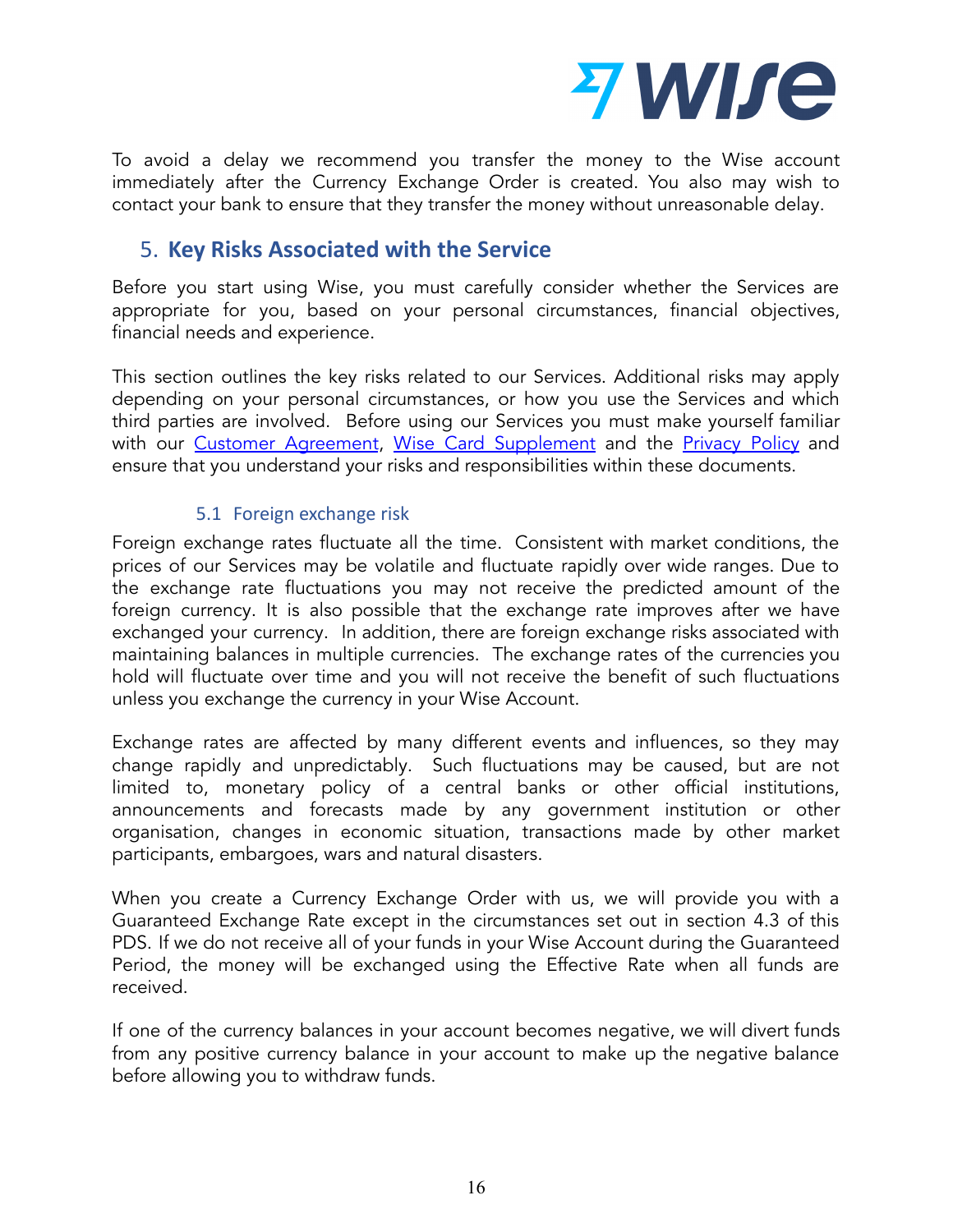To avoid a delay we recommend you transfer the money to the Wise account immediately after the Currency Exchange Order is created. You also may wish to contact your bank to ensure that they transfer the money without unreasonable delay.

## 5. Key Risks Associated with the Service

Before you start using Wise, you must carefully consider whether the Services are appropriate for you, based on your personal circumstances, financial objectives, financial needs and experience.

This section outlines the key risks related to our Services. Additional risks may apply depending on your personal circumstances, or how you use the Services and which third parties are involved. Before using our Services you must make yourself familiar with our Customer Agreement, Wise Card Supplement and the Privacy Policy and ensure that you understand your risks and responsibilities within these documents.

### 5.1 Foreign exchange risk

Foreign exchange rates fluctuate all the time. Consistent with market conditions, the prices of our Services may be volatile and fluctuate rapidly over wide ranges. Due to the exchange rate fluctuations you may not receive the predicted amount of the foreign currency. It is also possible that the exchange rate improves after we have exchanged your currency. In addition, there are foreign exchange risks associated with maintaining balances in multiple currencies. The exchange rates of the currencies you hold will fluctuate over time and you will not receive the benefit of such fluctuations unless you exchange the currency in your Wise Account.

Exchange rates are affected by many different events and influences, so they may change rapidly and unpredictably. Such fluctuations may be caused, but are not limited to, monetary policy of a central banks or other official institutions, announcements and forecasts made by any government institution or other organisation, changes in economic situation, transactions made by other market participants, embargoes, wars and natural disasters.

When you create a Currency Exchange Order with us, we will provide you with a Guaranteed Exchange Rate except in the circumstances set out in section 4.3 of this PDS. If we do not receive all of your funds in your Wise Account during the Guaranteed Period, the money will be exchanged using the Effective Rate when all funds are received.

If one of the currency balances in your account becomes negative, we will divert funds from any positive currency balance in your account to make up the negative balance before allowing you to withdraw funds.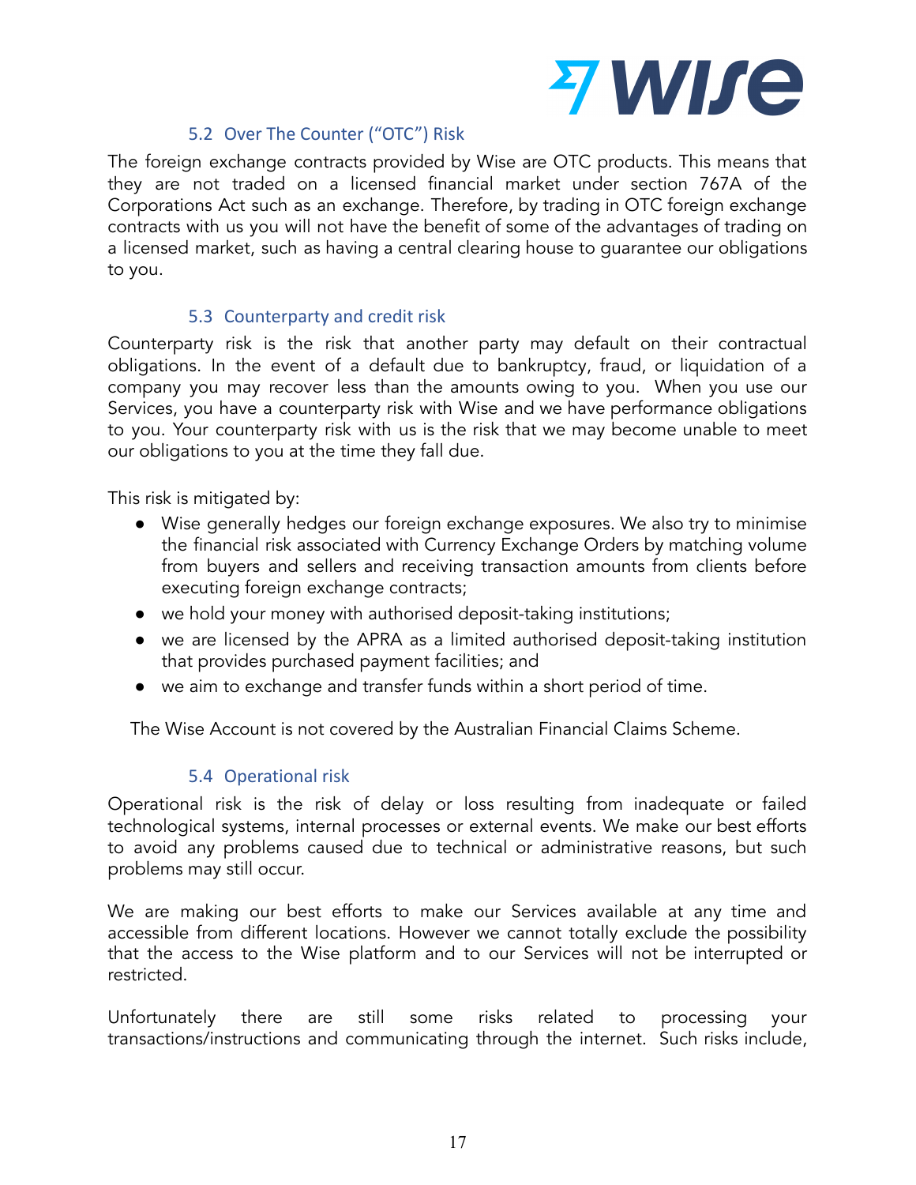### 5.2 Over The Counter ("OTC") Risk

The foreign exchange contracts provided by Wise are OTC products. This means that they are not traded on a licensed financial market under section 767A of the Corporations Act such as an exchange. Therefore, by trading in OTC foreign exchange contracts with us you will not have the benefit of some of the advantages of trading on a licensed market, such as having a central clearing house to guarantee our obligations to you.

### 5.3 Counterparty and credit risk

Counterparty risk is the risk that another party may default on their contractual obligations. In the event of a default due to bankruptcy, fraud, or liquidation of a company you may recover less than the amounts owing to you. When you use our Services, you have a counterparty risk with Wise and we have performance obligations to you. Your counterparty risk with us is the risk that we may become unable to meet our obligations to you at the time they fall due.

This risk is mitigated by:

- Wise generally hedges our foreign exchange exposures. We also try to minimise the financial risk associated with Currency Exchange Orders by matching volume from buyers and sellers and receiving transaction amounts from clients before executing foreign exchange contracts;
- we hold your money with authorised deposit-taking institutions;
- we are licensed by the APRA as a limited authorised deposit-taking institution that provides purchased payment facilities; and
- we aim to exchange and transfer funds within a short period of time.

The Wise Account is not covered by the Australian Financial Claims Scheme.

### 5.4 Operational risk

Operational risk is the risk of delay or loss resulting from inadequate or failed technological systems, internal processes or external events. We make our best efforts to avoid any problems caused due to technical or administrative reasons, but such problems may still occur.

We are making our best efforts to make our Services available at any time and accessible from different locations. However we cannot totally exclude the possibility that the access to the Wise platform and to our Services will not be interrupted or restricted.

Unfortunately there are still some risks related to processing your transactions/instructions and communicating through the internet. Such risks include,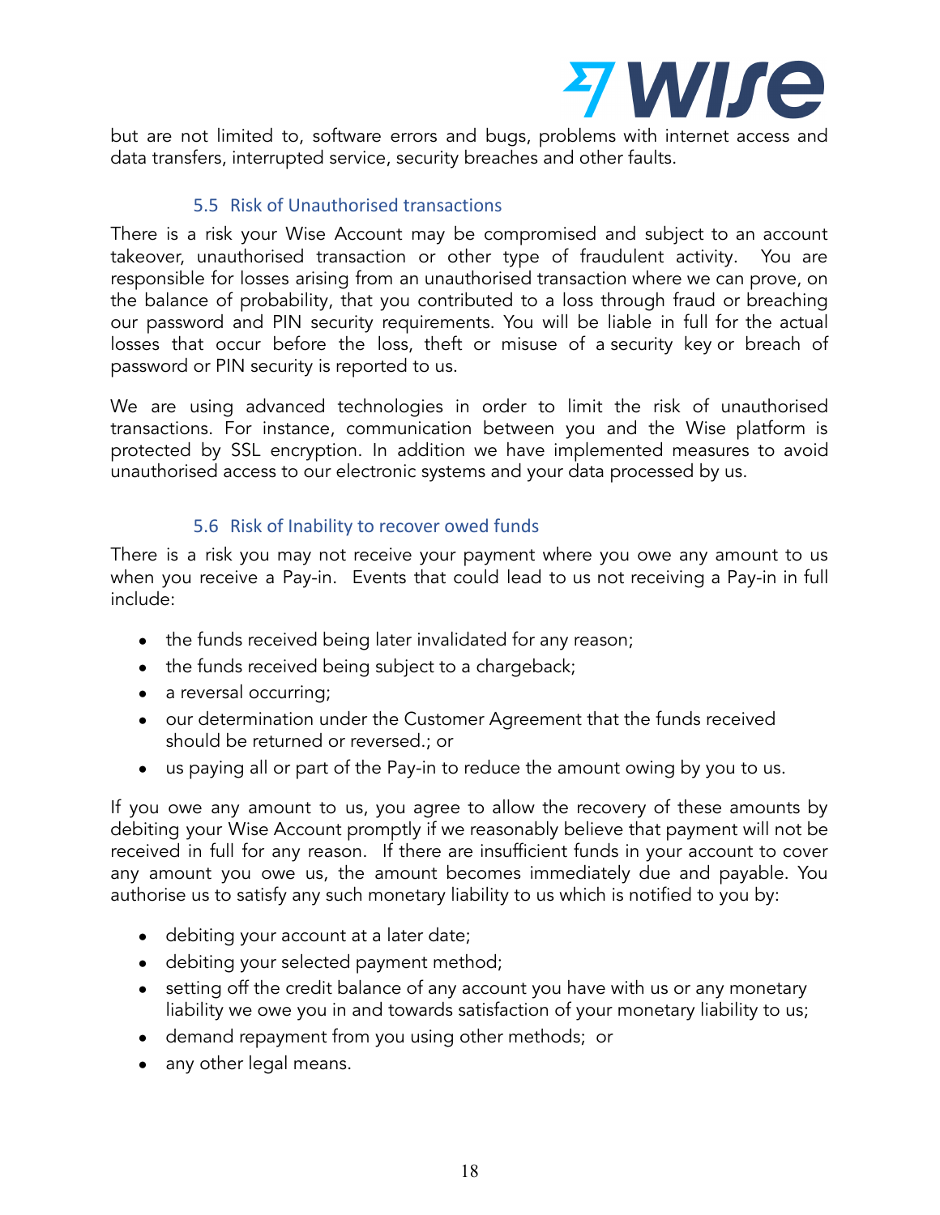but are not limited to, software errors and bugs, problems with internet access and data transfers, interrupted service, security breaches and other faults.

### 5.5 Risk of Unauthorised transactions

There is a risk your Wise Account may be compromised and subject to an account takeover, unauthorised transaction or other type of fraudulent activity. You are responsible for losses arising from an unauthorised transaction where we can prove, on the balance of probability, that you contributed to a loss through fraud or breaching our password and PIN security requirements. You will be liable in full for the actual losses that occur before the loss, theft or misuse of a security key or breach of password or PIN security is reported to us.

We are using advanced technologies in order to limit the risk of unauthorised transactions. For instance, communication between you and the Wise platform is protected by SSL encryption. In addition we have implemented measures to avoid unauthorised access to our electronic systems and your data processed by us.

### 5.6 Risk of Inability to recover owed funds

There is a risk you may not receive your payment where you owe any amount to us when you receive a Pay-in. Events that could lead to us not receiving a Pay-in in full include:

- the funds received being later invalidated for any reason;
- the funds received being subject to a chargeback;
- a reversal occurring;
- our determination under the Customer Agreement that the funds received should be returned or reversed.; or
- us paying all or part of the Pay-in to reduce the amount owing by you to us.

If you owe any amount to us, you agree to allow the recovery of these amounts by debiting your Wise Account promptly if we reasonably believe that payment will not be received in full for any reason. If there are insufficient funds in your account to cover any amount you owe us, the amount becomes immediately due and payable. You authorise us to satisfy any such monetary liability to us which is notified to you by:

- debiting your account at a later date;
- debiting your selected payment method;
- setting off the credit balance of any account you have with us or any monetary liability we owe you in and towards satisfaction of your monetary liability to us;
- demand repayment from you using other methods; or
- any other legal means.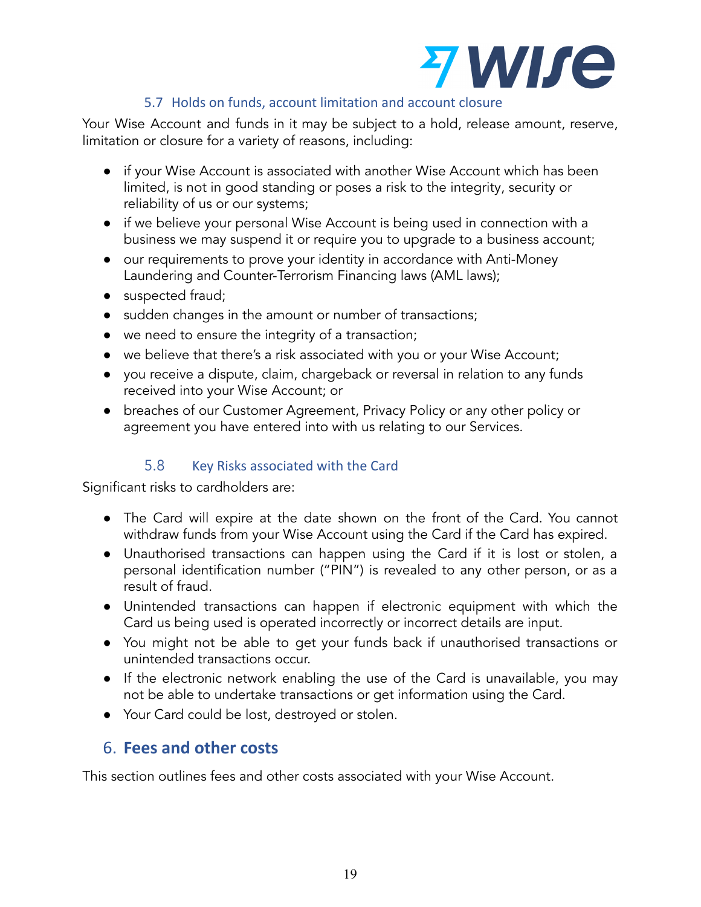### 5.7 Holds on funds, account limitation and account closure

Your Wise Account and funds in it may be subject to a hold, release amount, reserve, limitation or closure for a variety of reasons, including:

- if your Wise Account is associated with another Wise Account which has been limited, is not in good standing or poses a risk to the integrity, security or reliability of us or our systems;
- if we believe your personal Wise Account is being used in connection with a business we may suspend it or require you to upgrade to a business account;
- our requirements to prove your identity in accordance with Anti-Money Laundering and Counter-Terrorism Financing laws (AML laws);
- suspected fraud;
- sudden changes in the amount or number of transactions;
- we need to ensure the integrity of a transaction;
- we believe that there's a risk associated with you or your Wise Account;
- you receive a dispute, claim, chargeback or reversal in relation to any funds received into your Wise Account; or
- breaches of our Customer Agreement, Privacy Policy or any other policy or agreement you have entered into with us relating to our Services.

### 5.8 Key Risks associated with the Card

Significant risks to cardholders are:

- The Card will expire at the date shown on the front of the Card. You cannot withdraw funds from your Wise Account using the Card if the Card has expired.
- Unauthorised transactions can happen using the Card if it is lost or stolen, a personal identification number ("PIN") is revealed to any other person, or as a result of fraud.
- Unintended transactions can happen if electronic equipment with which the Card us being used is operated incorrectly or incorrect details are input.
- You might not be able to get your funds back if unauthorised transactions or unintended transactions occur.
- If the electronic network enabling the use of the Card is unavailable, you may not be able to undertake transactions or get information using the Card.
- Your Card could be lost, destroyed or stolen.

## 6. Fees and other costs

This section outlines fees and other costs associated with your Wise Account.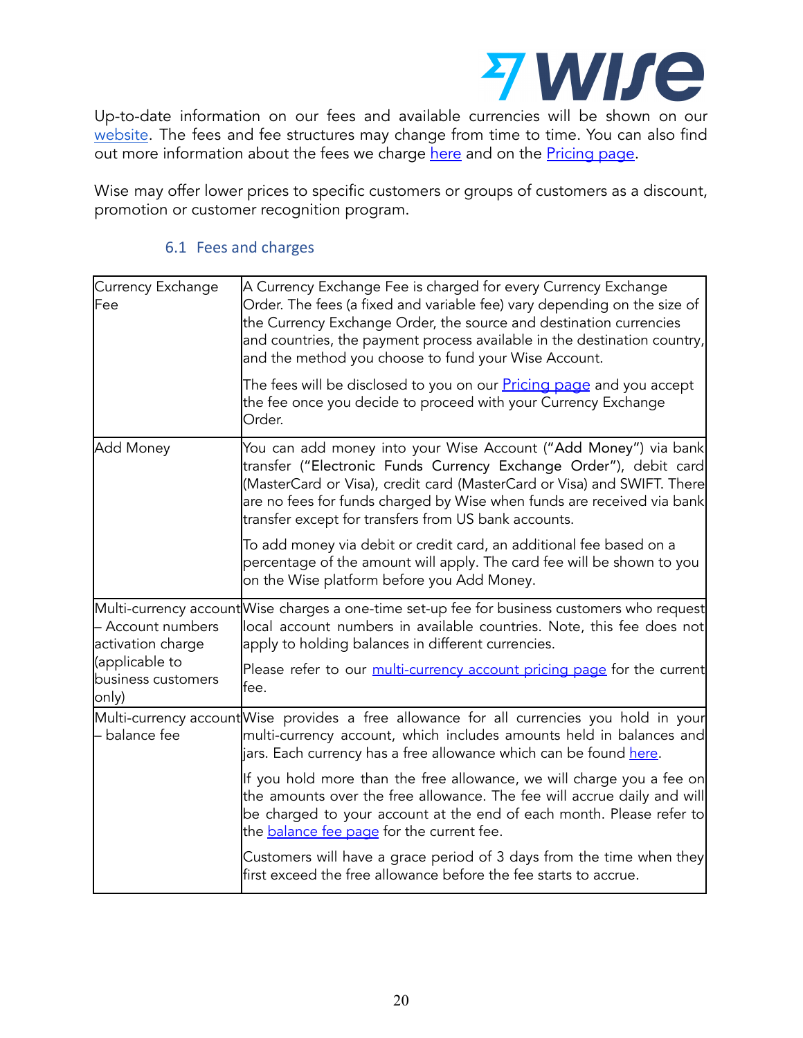Up-to-date information on our fees and available currencies will be shown on our [website](). The fees and fee structures may change from time to time. You can also find out more information about the fees we charge [here]() and on the [Pricing page]().

Wise may offer lower prices to specific customers or groups of customers as a discount, promotion or customer recognition program.

### 6.1 Fees and charges

| | |
|---|---|
| Currency Exchange Fee | A Currency Exchange Fee is charged for every Currency Exchange Order. The fees (a fixed and variable fee) vary depending on the size of the Currency Exchange Order, the source and destination currencies and countries, the payment process available in the destination country, and the method you choose to fund your Wise Account.<br><br>The fees will be disclosed to you on our [Pricing page]() and you accept the fee once you decide to proceed with your Currency Exchange Order. |
| Add Money | You can add money into your Wise Account ("Add Money") via bank transfer ("Electronic Funds Currency Exchange Order"), debit card (MasterCard or Visa), credit card (MasterCard or Visa) and SWIFT. There are no fees for funds charged by Wise when funds are received via bank transfer except for transfers from US bank accounts.<br><br>To add money via debit or credit card, an additional fee based on a percentage of the amount will apply. The card fee will be shown to you on the Wise platform before you Add Money. |
| Multi-currency account – Account numbers activation charge (applicable to business customers only) | Wise charges a one-time set-up fee for business customers who request local account numbers in available countries. Note, this fee does not apply to holding balances in different currencies.<br><br>Please refer to our [multi-currency account pricing page]() for the current fee. |
| Multi-currency account – balance fee | Wise provides a free allowance for all currencies you hold in your multi-currency account, which includes amounts held in balances and jars. Each currency has a free allowance which can be found [here]().<br><br>If you hold more than the free allowance, we will charge you a fee on the amounts over the free allowance. The fee will accrue daily and will be charged to your account at the end of each month. Please refer to the [balance fee page]() for the current fee.<br><br>Customers will have a grace period of 3 days from the time when they first exceed the free allowance before the fee starts to accrue. |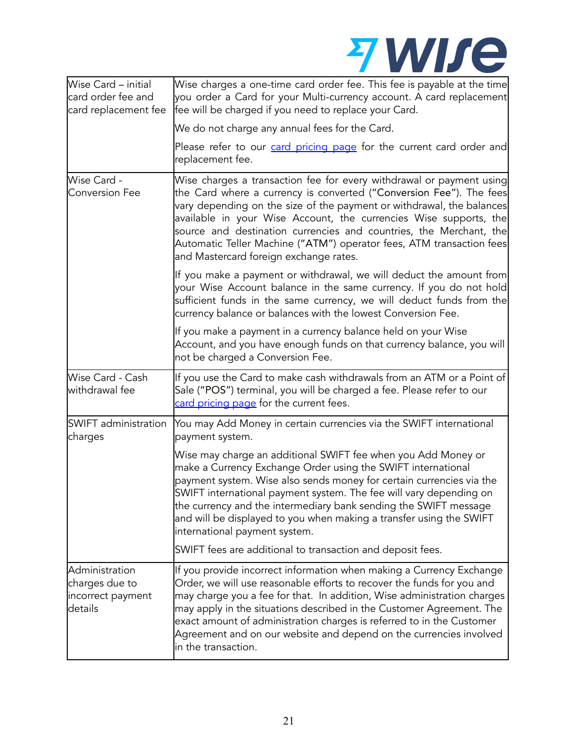| | |
|---|---|
| Wise Card – initial card order fee and card replacement fee | Wise charges a one-time card order fee. This fee is payable at the time you order a Card for your Multi-currency account. A card replacement fee will be charged if you need to replace your Card.<br><br>We do not charge any annual fees for the Card.<br><br>Please refer to our card pricing page for the current card order and replacement fee. |
| Wise Card - Conversion Fee | Wise charges a transaction fee for every withdrawal or payment using the Card where a currency is converted ("Conversion Fee"). The fees vary depending on the size of the payment or withdrawal, the balances available in your Wise Account, the currencies Wise supports, the source and destination currencies and countries, the Merchant, the Automatic Teller Machine ("ATM") operator fees, ATM transaction fees and Mastercard foreign exchange rates.<br><br>If you make a payment or withdrawal, we will deduct the amount from your Wise Account balance in the same currency. If you do not hold sufficient funds in the same currency, we will deduct funds from the currency balance or balances with the lowest Conversion Fee.<br><br>If you make a payment in a currency balance held on your Wise Account, and you have enough funds on that currency balance, you will not be charged a Conversion Fee. |
| Wise Card - Cash withdrawal fee | If you use the Card to make cash withdrawals from an ATM or a Point of Sale ("POS") terminal, you will be charged a fee. Please refer to our card pricing page for the current fees. |
| SWIFT administration charges | You may Add Money in certain currencies via the SWIFT international payment system.<br><br>Wise may charge an additional SWIFT fee when you Add Money or make a Currency Exchange Order using the SWIFT international payment system. Wise also sends money for certain currencies via the SWIFT international payment system. The fee will vary depending on the currency and the intermediary bank sending the SWIFT message and will be displayed to you when making a transfer using the SWIFT international payment system.<br><br>SWIFT fees are additional to transaction and deposit fees. |
| Administration charges due to incorrect payment details | If you provide incorrect information when making a Currency Exchange Order, we will use reasonable efforts to recover the funds for you and may charge you a fee for that. In addition, Wise administration charges may apply in the situations described in the Customer Agreement. The exact amount of administration charges is referred to in the Customer Agreement and on our website and depend on the currencies involved in the transaction. |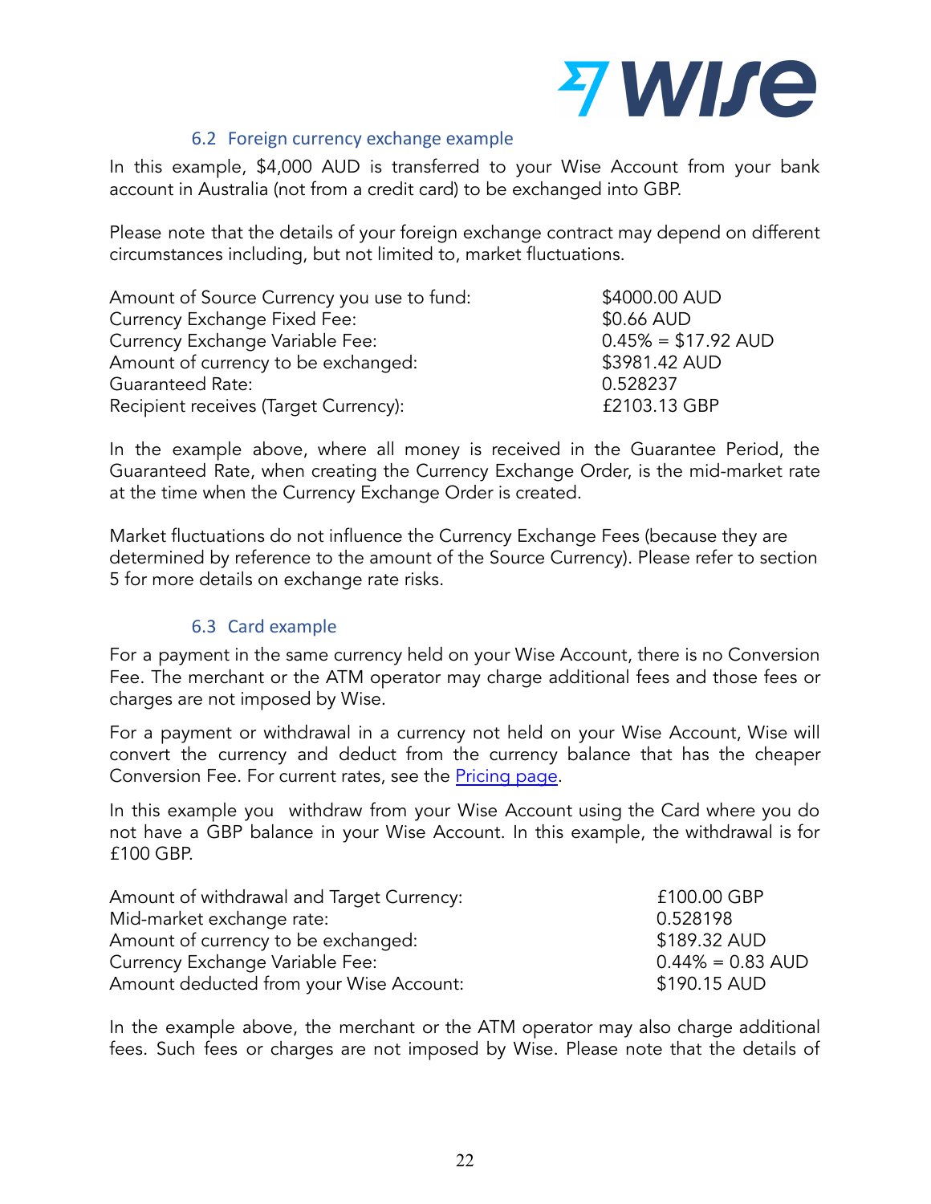### 6.2 Foreign currency exchange example

In this example, $4,000 AUD is transferred to your Wise Account from your bank account in Australia (not from a credit card) to be exchanged into GBP.

Please note that the details of your foreign exchange contract may depend on different circumstances including, but not limited to, market fluctuations.

| | |
|---|---|
| Amount of Source Currency you use to fund: | $4000.00 AUD |
| Currency Exchange Fixed Fee: | $0.66 AUD |
| Currency Exchange Variable Fee: | 0.45% = $17.92 AUD |
| Amount of currency to be exchanged: | $3981.42 AUD |
| Guaranteed Rate: | 0.528237 |
| Recipient receives (Target Currency): | £2103.13 GBP |

In the example above, where all money is received in the Guarantee Period, the Guaranteed Rate, when creating the Currency Exchange Order, is the mid-market rate at the time when the Currency Exchange Order is created.

Market fluctuations do not influence the Currency Exchange Fees (because they are determined by reference to the amount of the Source Currency). Please refer to section 5 for more details on exchange rate risks.

### 6.3 Card example

For a payment in the same currency held on your Wise Account, there is no Conversion Fee. The merchant or the ATM operator may charge additional fees and those fees or charges are not imposed by Wise.

For a payment or withdrawal in a currency not held on your Wise Account, Wise will convert the currency and deduct from the currency balance that has the cheaper Conversion Fee. For current rates, see the [Pricing page](Pricing page).

In this example you withdraw from your Wise Account using the Card where you do not have a GBP balance in your Wise Account. In this example, the withdrawal is for £100 GBP.

| | |
|---|---|
| Amount of withdrawal and Target Currency: | £100.00 GBP |
| Mid-market exchange rate: | 0.528198 |
| Amount of currency to be exchanged: | $189.32 AUD |
| Currency Exchange Variable Fee: | 0.44% = 0.83 AUD |
| Amount deducted from your Wise Account: | $190.15 AUD |

In the example above, the merchant or the ATM operator may also charge additional fees. Such fees or charges are not imposed by Wise. Please note that the details of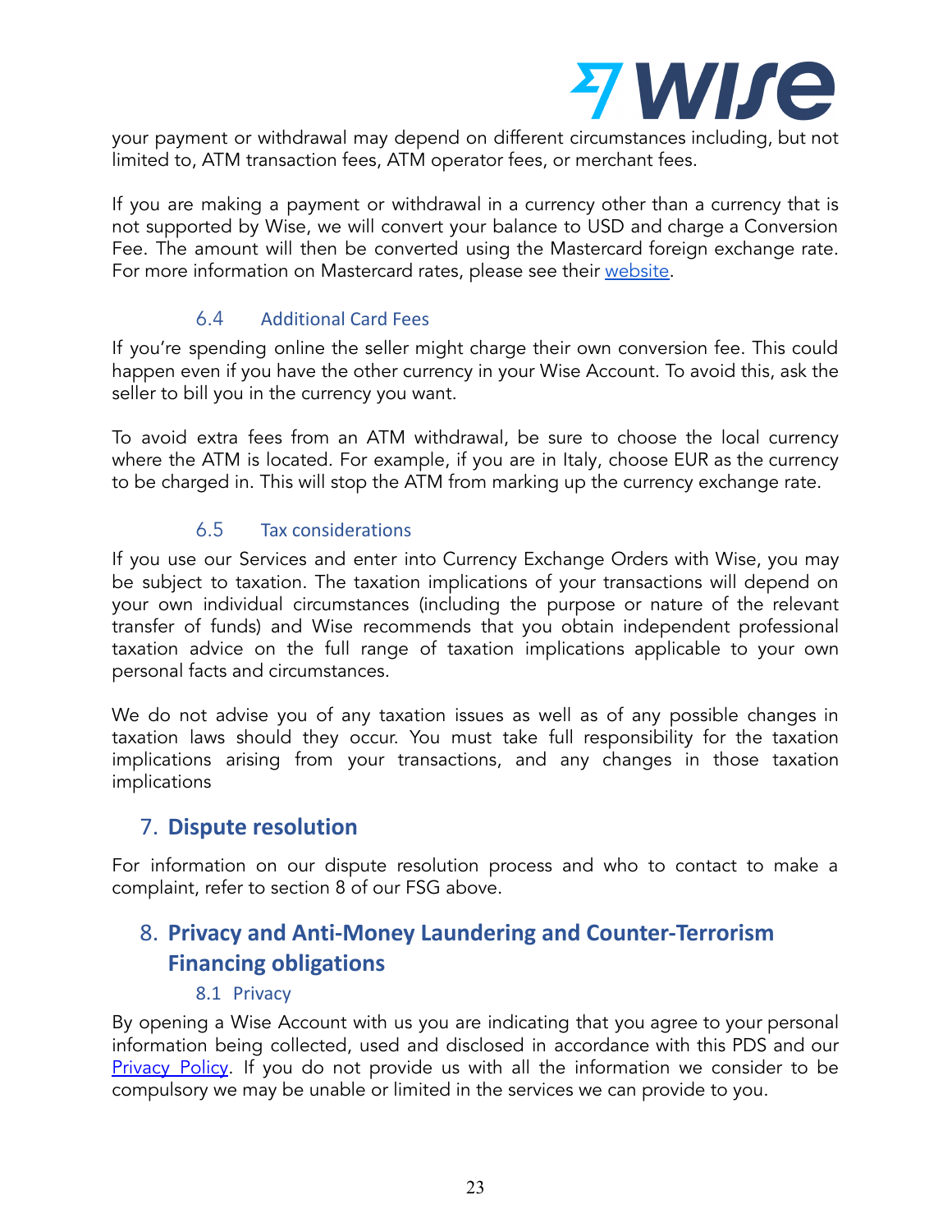your payment or withdrawal may depend on different circumstances including, but not limited to, ATM transaction fees, ATM operator fees, or merchant fees.

If you are making a payment or withdrawal in a currency other than a currency that is not supported by Wise, we will convert your balance to USD and charge a Conversion Fee. The amount will then be converted using the Mastercard foreign exchange rate. For more information on Mastercard rates, please see their [website](website).

### 6.4 Additional Card Fees

If you're spending online the seller might charge their own conversion fee. This could happen even if you have the other currency in your Wise Account. To avoid this, ask the seller to bill you in the currency you want.

To avoid extra fees from an ATM withdrawal, be sure to choose the local currency where the ATM is located. For example, if you are in Italy, choose EUR as the currency to be charged in. This will stop the ATM from marking up the currency exchange rate.

### 6.5 Tax considerations

If you use our Services and enter into Currency Exchange Orders with Wise, you may be subject to taxation. The taxation implications of your transactions will depend on your own individual circumstances (including the purpose or nature of the relevant transfer of funds) and Wise recommends that you obtain independent professional taxation advice on the full range of taxation implications applicable to your own personal facts and circumstances.

We do not advise you of any taxation issues as well as of any possible changes in taxation laws should they occur. You must take full responsibility for the taxation implications arising from your transactions, and any changes in those taxation implications

## 7. Dispute resolution

For information on our dispute resolution process and who to contact to make a complaint, refer to section 8 of our FSG above.

## 8. Privacy and Anti-Money Laundering and Counter-Terrorism Financing obligations

### 8.1 Privacy

By opening a Wise Account with us you are indicating that you agree to your personal information being collected, used and disclosed in accordance with this PDS and our [Privacy Policy](Privacy Policy). If you do not provide us with all the information we consider to be compulsory we may be unable or limited in the services we can provide to you.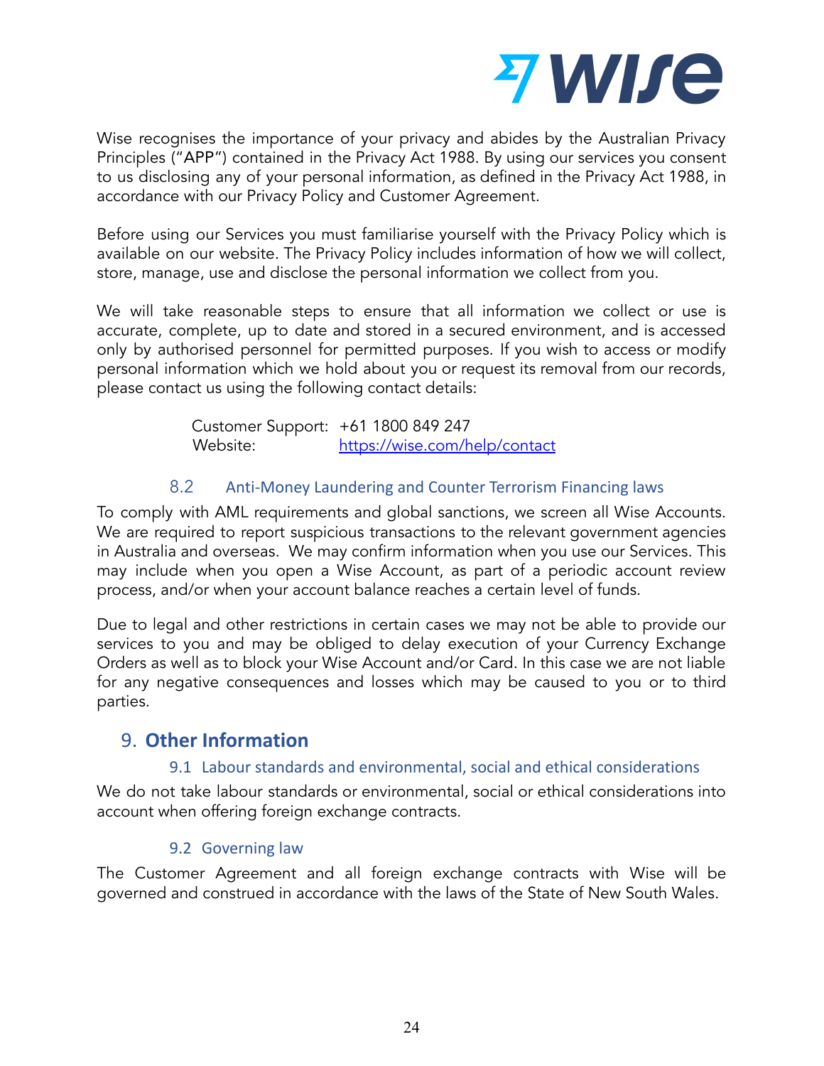Wise recognises the importance of your privacy and abides by the Australian Privacy Principles ("APP") contained in the Privacy Act 1988. By using our services you consent to us disclosing any of your personal information, as defined in the Privacy Act 1988, in accordance with our Privacy Policy and Customer Agreement.

Before using our Services you must familiarise yourself with the Privacy Policy which is available on our website. The Privacy Policy includes information of how we will collect, store, manage, use and disclose the personal information we collect from you.

We will take reasonable steps to ensure that all information we collect or use is accurate, complete, up to date and stored in a secured environment, and is accessed only by authorised personnel for permitted purposes. If you wish to access or modify personal information which we hold about you or request its removal from our records, please contact us using the following contact details:

Customer Support: +61 1800 849 247
Website: https://wise.com/help/contact

### 8.2 Anti-Money Laundering and Counter Terrorism Financing laws

To comply with AML requirements and global sanctions, we screen all Wise Accounts. We are required to report suspicious transactions to the relevant government agencies in Australia and overseas. We may confirm information when you use our Services. This may include when you open a Wise Account, as part of a periodic account review process, and/or when your account balance reaches a certain level of funds.

Due to legal and other restrictions in certain cases we may not be able to provide our services to you and may be obliged to delay execution of your Currency Exchange Orders as well as to block your Wise Account and/or Card. In this case we are not liable for any negative consequences and losses which may be caused to you or to third parties.

## 9. Other Information

### 9.1 Labour standards and environmental, social and ethical considerations

We do not take labour standards or environmental, social or ethical considerations into account when offering foreign exchange contracts.

### 9.2 Governing law

The Customer Agreement and all foreign exchange contracts with Wise will be governed and construed in accordance with the laws of the State of New South Wales.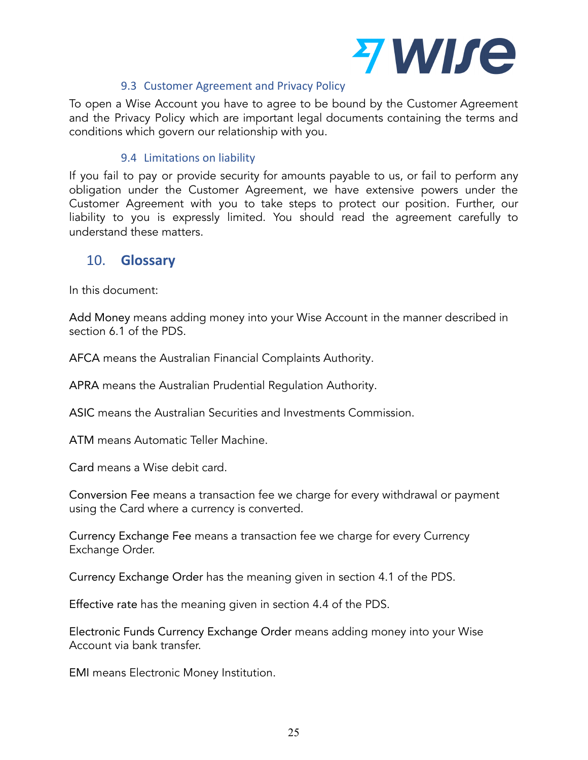### 9.3 Customer Agreement and Privacy Policy

To open a Wise Account you have to agree to be bound by the Customer Agreement and the Privacy Policy which are important legal documents containing the terms and conditions which govern our relationship with you.

### 9.4 Limitations on liability

If you fail to pay or provide security for amounts payable to us, or fail to perform any obligation under the Customer Agreement, we have extensive powers under the Customer Agreement with you to take steps to protect our position. Further, our liability to you is expressly limited. You should read the agreement carefully to understand these matters.

## 10. Glossary

In this document:

Add Money means adding money into your Wise Account in the manner described in section 6.1 of the PDS.

AFCA means the Australian Financial Complaints Authority.

APRA means the Australian Prudential Regulation Authority.

ASIC means the Australian Securities and Investments Commission.

ATM means Automatic Teller Machine.

Card means a Wise debit card.

Conversion Fee means a transaction fee we charge for every withdrawal or payment using the Card where a currency is converted.

Currency Exchange Fee means a transaction fee we charge for every Currency Exchange Order.

Currency Exchange Order has the meaning given in section 4.1 of the PDS.

Effective rate has the meaning given in section 4.4 of the PDS.

Electronic Funds Currency Exchange Order means adding money into your Wise Account via bank transfer.

EMI means Electronic Money Institution.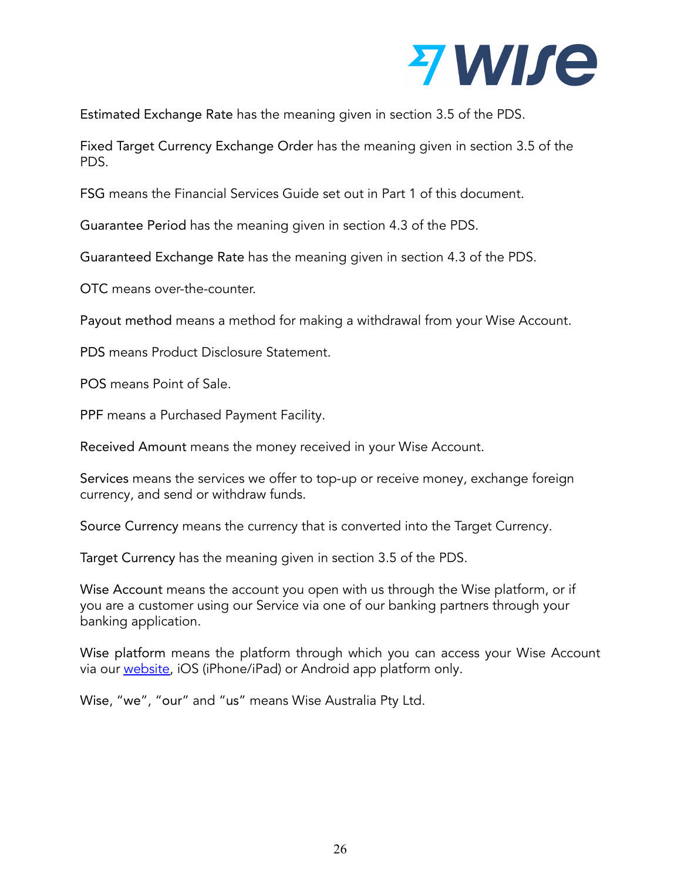Estimated Exchange Rate has the meaning given in section 3.5 of the PDS.

Fixed Target Currency Exchange Order has the meaning given in section 3.5 of the PDS.

FSG means the Financial Services Guide set out in Part 1 of this document.

Guarantee Period has the meaning given in section 4.3 of the PDS.

Guaranteed Exchange Rate has the meaning given in section 4.3 of the PDS.

OTC means over-the-counter.

Payout method means a method for making a withdrawal from your Wise Account.

PDS means Product Disclosure Statement.

POS means Point of Sale.

PPF means a Purchased Payment Facility.

Received Amount means the money received in your Wise Account.

Services means the services we offer to top-up or receive money, exchange foreign currency, and send or withdraw funds.

Source Currency means the currency that is converted into the Target Currency.

Target Currency has the meaning given in section 3.5 of the PDS.

Wise Account means the account you open with us through the Wise platform, or if you are a customer using our Service via one of our banking partners through your banking application.

Wise platform means the platform through which you can access your Wise Account via our website, iOS (iPhone/iPad) or Android app platform only.

Wise, "we", "our" and "us" means Wise Australia Pty Ltd.